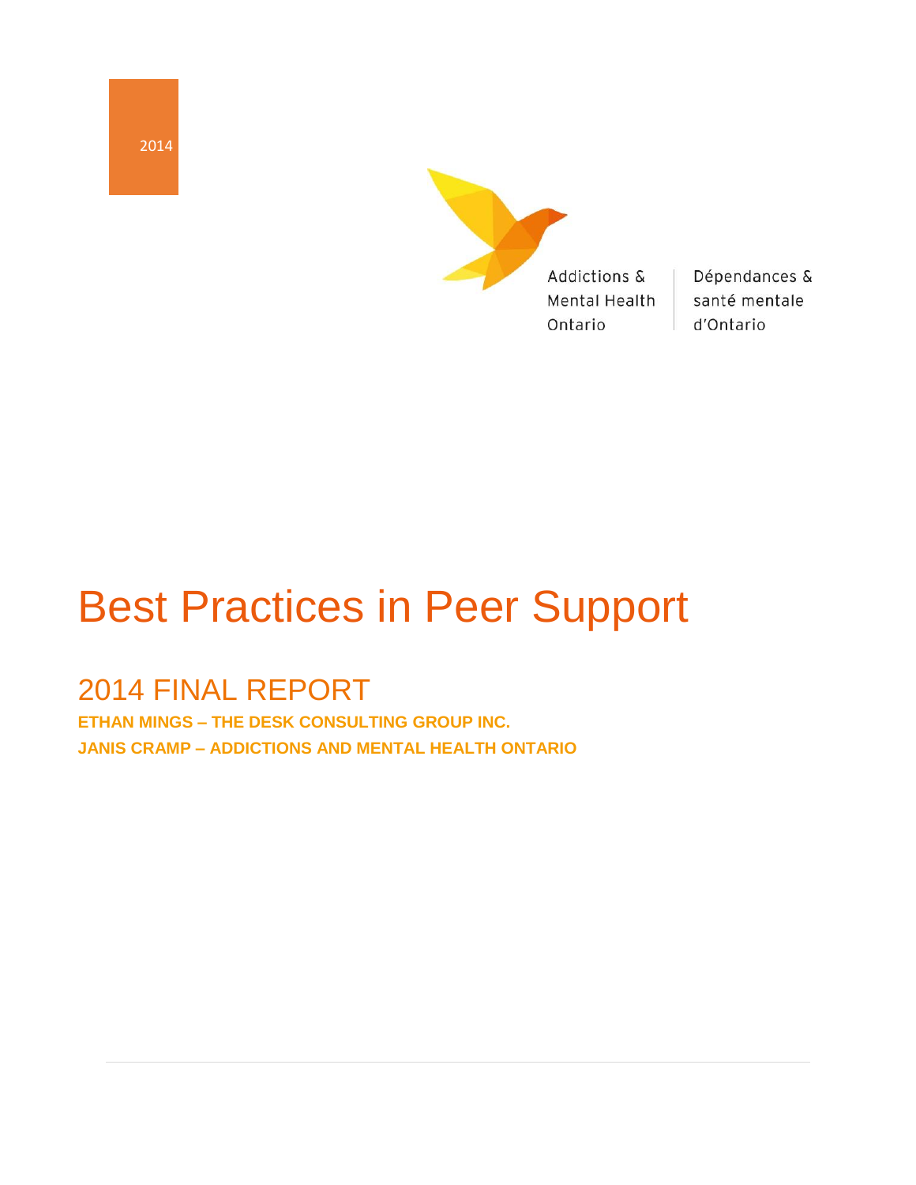2014

Addictions & Mental Health Ontario | Dépendances & santé mentale d'Ontario

# Best Practices in Peer Support

## 2014 FINAL REPORT

**ETHAN MINGS – THE DESK CONSULTING GROUP INC.**

**JANIS CRAMP – ADDICTIONS AND MENTAL HEALTH ONTARIO**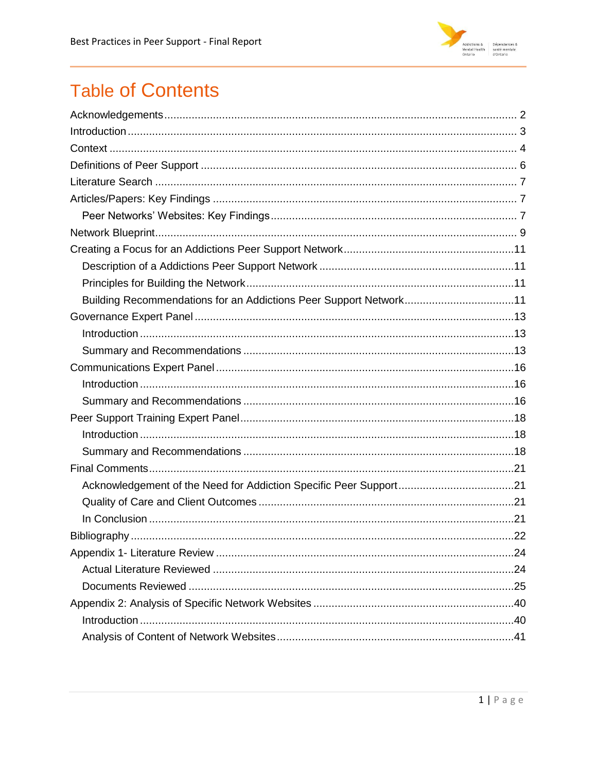# Table of Contents

- Acknowledgements ... 2
- Introduction ... 3
- Context ... 4
- Definitions of Peer Support ... 6
- Literature Search ... 7
- Articles/Papers: Key Findings ... 7
  - Peer Networks' Websites: Key Findings ... 7
- Network Blueprint ... 9
- Creating a Focus for an Addictions Peer Support Network ... 11
  - Description of a Addictions Peer Support Network ... 11
  - Principles for Building the Network ... 11
  - Building Recommendations for an Addictions Peer Support Network ... 11
- Governance Expert Panel ... 13
  - Introduction ... 13
  - Summary and Recommendations ... 13
- Communications Expert Panel ... 16
  - Introduction ... 16
  - Summary and Recommendations ... 16
- Peer Support Training Expert Panel ... 18
  - Introduction ... 18
  - Summary and Recommendations ... 18
- Final Comments ... 21
  - Acknowledgement of the Need for Addiction Specific Peer Support ... 21
  - Quality of Care and Client Outcomes ... 21
  - In Conclusion ... 21
- Bibliography ... 22
- Appendix 1- Literature Review ... 24
  - Actual Literature Reviewed ... 24
  - Documents Reviewed ... 25
- Appendix 2: Analysis of Specific Network Websites ... 40
  - Introduction ... 40
  - Analysis of Content of Network Websites ... 41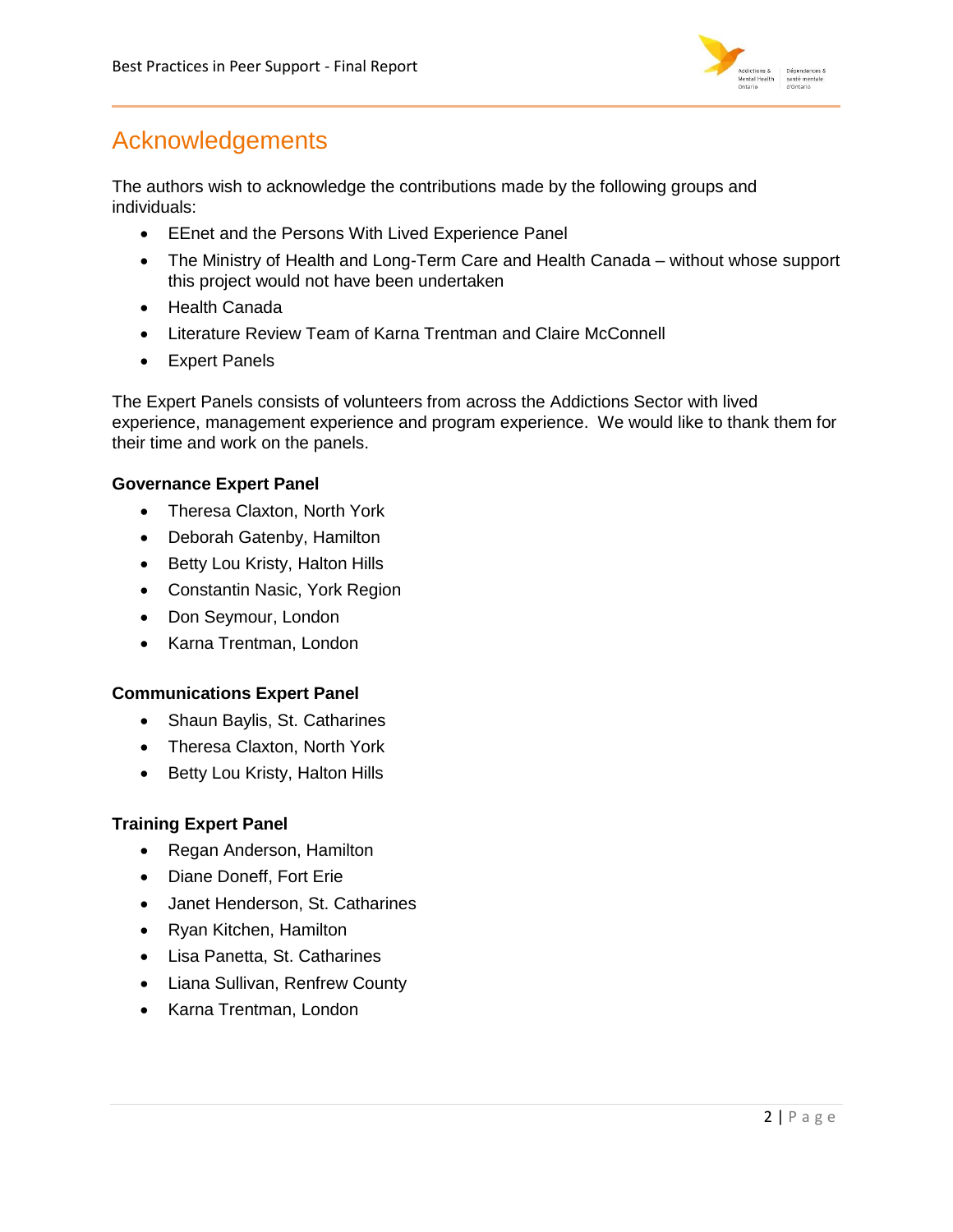# Acknowledgements

The authors wish to acknowledge the contributions made by the following groups and individuals:

- EEnet and the Persons With Lived Experience Panel
- The Ministry of Health and Long-Term Care and Health Canada – without whose support this project would not have been undertaken
- Health Canada
- Literature Review Team of Karna Trentman and Claire McConnell
- Expert Panels

The Expert Panels consists of volunteers from across the Addictions Sector with lived experience, management experience and program experience. We would like to thank them for their time and work on the panels.

**Governance Expert Panel**

- Theresa Claxton, North York
- Deborah Gatenby, Hamilton
- Betty Lou Kristy, Halton Hills
- Constantin Nasic, York Region
- Don Seymour, London
- Karna Trentman, London

**Communications Expert Panel**

- Shaun Baylis, St. Catharines
- Theresa Claxton, North York
- Betty Lou Kristy, Halton Hills

**Training Expert Panel**

- Regan Anderson, Hamilton
- Diane Doneff, Fort Erie
- Janet Henderson, St. Catharines
- Ryan Kitchen, Hamilton
- Lisa Panetta, St. Catharines
- Liana Sullivan, Renfrew County
- Karna Trentman, London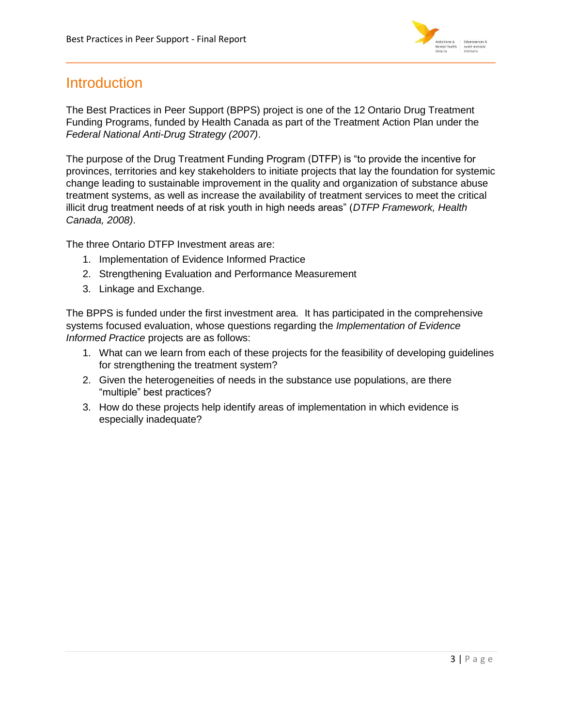# Introduction

The Best Practices in Peer Support (BPPS) project is one of the 12 Ontario Drug Treatment Funding Programs, funded by Health Canada as part of the Treatment Action Plan under the *Federal National Anti-Drug Strategy (2007)*.

The purpose of the Drug Treatment Funding Program (DTFP) is "to provide the incentive for provinces, territories and key stakeholders to initiate projects that lay the foundation for systemic change leading to sustainable improvement in the quality and organization of substance abuse treatment systems, as well as increase the availability of treatment services to meet the critical illicit drug treatment needs of at risk youth in high needs areas" (*DTFP Framework, Health Canada, 2008)*.

The three Ontario DTFP Investment areas are:

1. Implementation of Evidence Informed Practice
2. Strengthening Evaluation and Performance Measurement
3. Linkage and Exchange.

The BPPS is funded under the first investment area. It has participated in the comprehensive systems focused evaluation, whose questions regarding the *Implementation of Evidence Informed Practice* projects are as follows:

1. What can we learn from each of these projects for the feasibility of developing guidelines for strengthening the treatment system?
2. Given the heterogeneities of needs in the substance use populations, are there "multiple" best practices?
3. How do these projects help identify areas of implementation in which evidence is especially inadequate?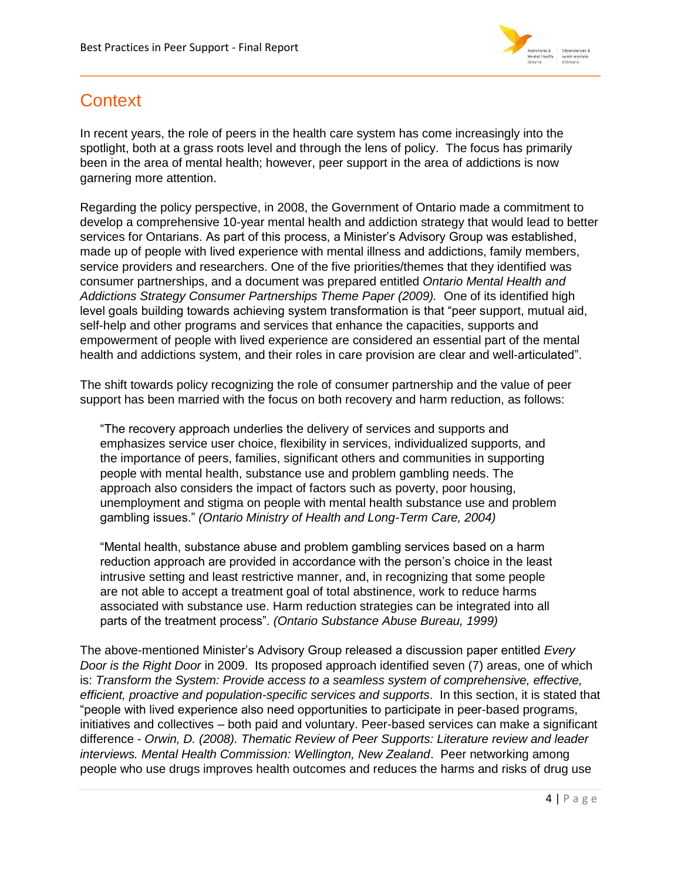## Context

In recent years, the role of peers in the health care system has come increasingly into the spotlight, both at a grass roots level and through the lens of policy. The focus has primarily been in the area of mental health; however, peer support in the area of addictions is now garnering more attention.

Regarding the policy perspective, in 2008, the Government of Ontario made a commitment to develop a comprehensive 10-year mental health and addiction strategy that would lead to better services for Ontarians. As part of this process, a Minister's Advisory Group was established, made up of people with lived experience with mental illness and addictions, family members, service providers and researchers. One of the five priorities/themes that they identified was consumer partnerships, and a document was prepared entitled *Ontario Mental Health and Addictions Strategy Consumer Partnerships Theme Paper (2009).* One of its identified high level goals building towards achieving system transformation is that "peer support, mutual aid, self-help and other programs and services that enhance the capacities, supports and empowerment of people with lived experience are considered an essential part of the mental health and addictions system, and their roles in care provision are clear and well-articulated".

The shift towards policy recognizing the role of consumer partnership and the value of peer support has been married with the focus on both recovery and harm reduction, as follows:

> "The recovery approach underlies the delivery of services and supports and emphasizes service user choice, flexibility in services, individualized supports, and the importance of peers, families, significant others and communities in supporting people with mental health, substance use and problem gambling needs. The approach also considers the impact of factors such as poverty, poor housing, unemployment and stigma on people with mental health substance use and problem gambling issues." *(Ontario Ministry of Health and Long-Term Care, 2004)*

> "Mental health, substance abuse and problem gambling services based on a harm reduction approach are provided in accordance with the person's choice in the least intrusive setting and least restrictive manner, and, in recognizing that some people are not able to accept a treatment goal of total abstinence, work to reduce harms associated with substance use. Harm reduction strategies can be integrated into all parts of the treatment process". *(Ontario Substance Abuse Bureau, 1999)*

The above-mentioned Minister's Advisory Group released a discussion paper entitled *Every Door is the Right Door* in 2009. Its proposed approach identified seven (7) areas, one of which is: *Transform the System: Provide access to a seamless system of comprehensive, effective, efficient, proactive and population-specific services and supports*. In this section, it is stated that "people with lived experience also need opportunities to participate in peer-based programs, initiatives and collectives – both paid and voluntary. Peer-based services can make a significant difference - *Orwin, D. (2008). Thematic Review of Peer Supports: Literature review and leader interviews. Mental Health Commission: Wellington, New Zealand*. Peer networking among people who use drugs improves health outcomes and reduces the harms and risks of drug use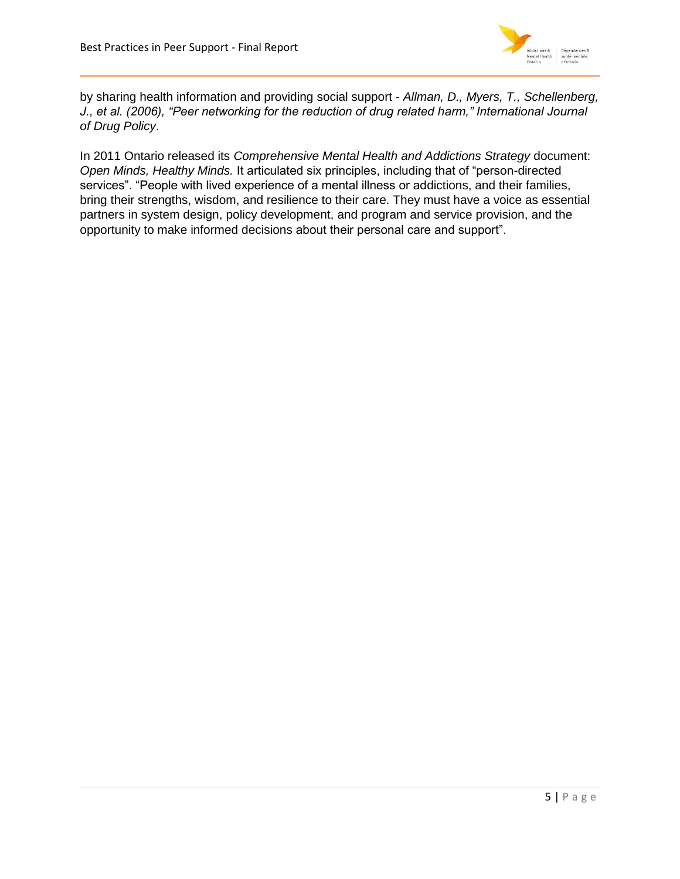by sharing health information and providing social support - *Allman, D., Myers, T., Schellenberg, J., et al. (2006), "Peer networking for the reduction of drug related harm," International Journal of Drug Policy*.

In 2011 Ontario released its *Comprehensive Mental Health and Addictions Strategy* document: *Open Minds, Healthy Minds.* It articulated six principles, including that of "person-directed services". "People with lived experience of a mental illness or addictions, and their families, bring their strengths, wisdom, and resilience to their care. They must have a voice as essential partners in system design, policy development, and program and service provision, and the opportunity to make informed decisions about their personal care and support".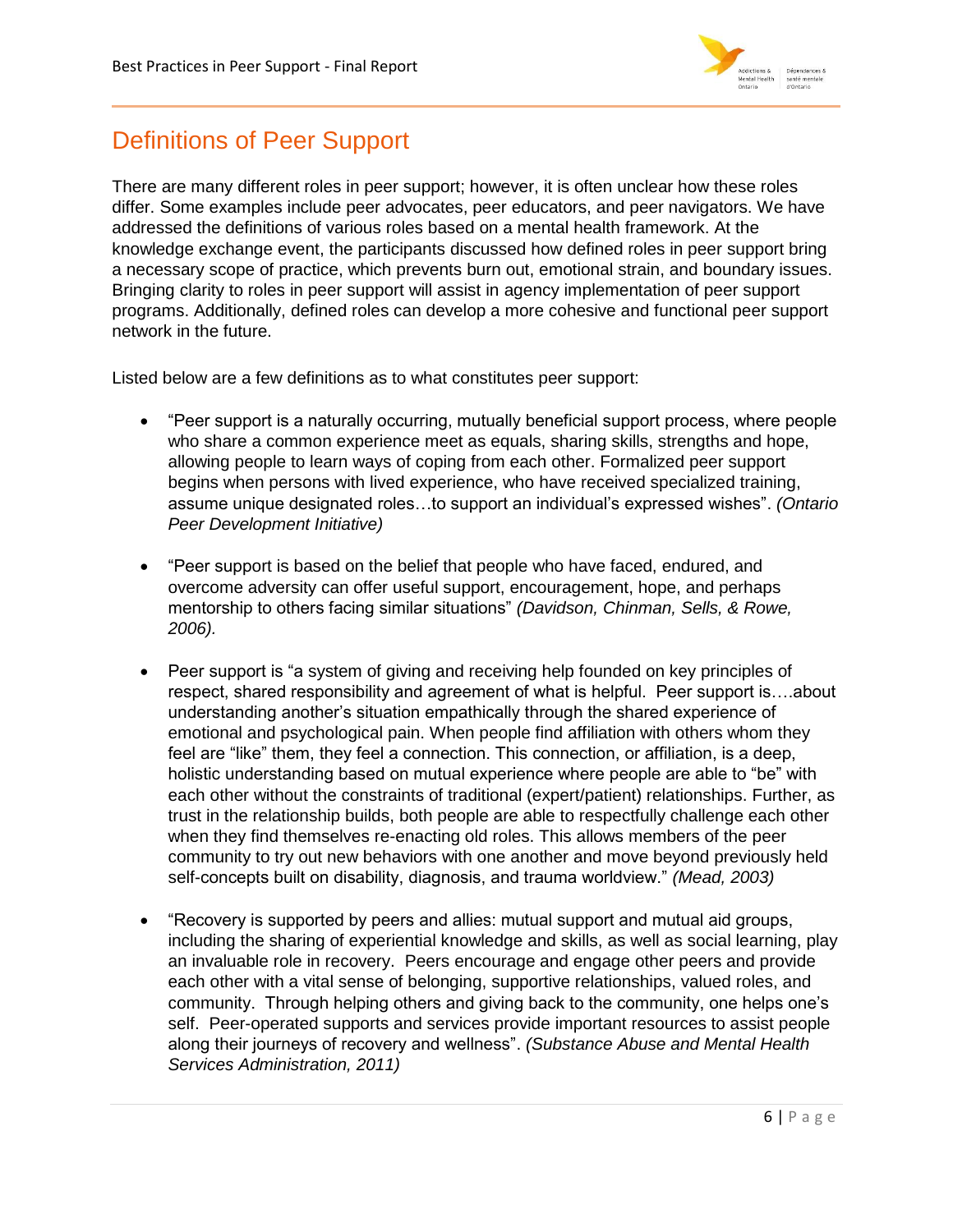# Definitions of Peer Support

There are many different roles in peer support; however, it is often unclear how these roles differ. Some examples include peer advocates, peer educators, and peer navigators. We have addressed the definitions of various roles based on a mental health framework. At the knowledge exchange event, the participants discussed how defined roles in peer support bring a necessary scope of practice, which prevents burn out, emotional strain, and boundary issues. Bringing clarity to roles in peer support will assist in agency implementation of peer support programs. Additionally, defined roles can develop a more cohesive and functional peer support network in the future.

Listed below are a few definitions as to what constitutes peer support:

- "Peer support is a naturally occurring, mutually beneficial support process, where people who share a common experience meet as equals, sharing skills, strengths and hope, allowing people to learn ways of coping from each other. Formalized peer support begins when persons with lived experience, who have received specialized training, assume unique designated roles…to support an individual's expressed wishes". *(Ontario Peer Development Initiative)*

- "Peer support is based on the belief that people who have faced, endured, and overcome adversity can offer useful support, encouragement, hope, and perhaps mentorship to others facing similar situations" *(Davidson, Chinman, Sells, & Rowe, 2006).*

- Peer support is "a system of giving and receiving help founded on key principles of respect, shared responsibility and agreement of what is helpful. Peer support is….about understanding another's situation empathically through the shared experience of emotional and psychological pain. When people find affiliation with others whom they feel are "like" them, they feel a connection. This connection, or affiliation, is a deep, holistic understanding based on mutual experience where people are able to "be" with each other without the constraints of traditional (expert/patient) relationships. Further, as trust in the relationship builds, both people are able to respectfully challenge each other when they find themselves re-enacting old roles. This allows members of the peer community to try out new behaviors with one another and move beyond previously held self-concepts built on disability, diagnosis, and trauma worldview." *(Mead, 2003)*

- "Recovery is supported by peers and allies: mutual support and mutual aid groups, including the sharing of experiential knowledge and skills, as well as social learning, play an invaluable role in recovery. Peers encourage and engage other peers and provide each other with a vital sense of belonging, supportive relationships, valued roles, and community. Through helping others and giving back to the community, one helps one's self. Peer-operated supports and services provide important resources to assist people along their journeys of recovery and wellness". *(Substance Abuse and Mental Health Services Administration, 2011)*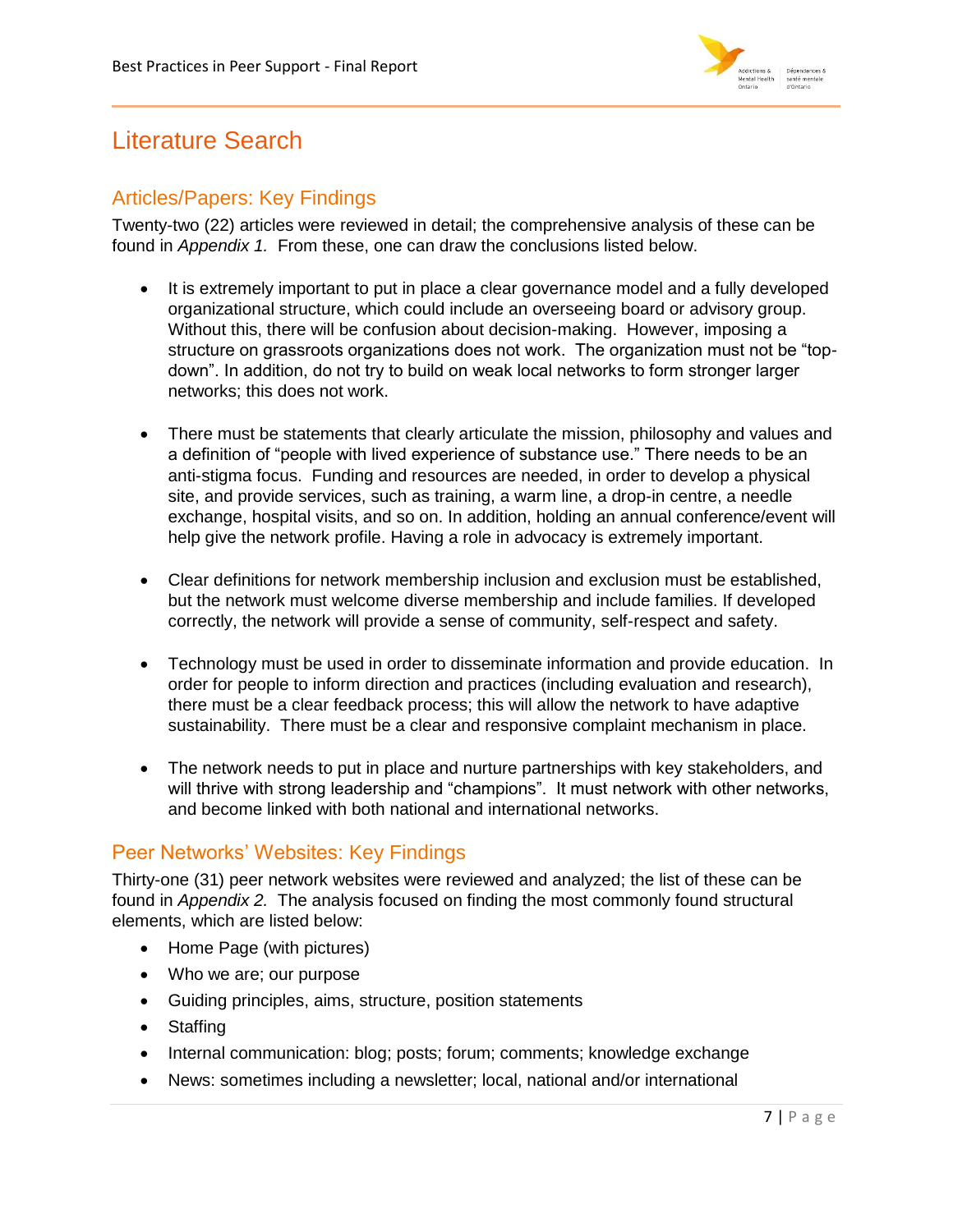# Literature Search

## Articles/Papers: Key Findings

Twenty-two (22) articles were reviewed in detail; the comprehensive analysis of these can be found in *Appendix 1.* From these, one can draw the conclusions listed below.

- It is extremely important to put in place a clear governance model and a fully developed organizational structure, which could include an overseeing board or advisory group. Without this, there will be confusion about decision-making. However, imposing a structure on grassroots organizations does not work. The organization must not be "top-down". In addition, do not try to build on weak local networks to form stronger larger networks; this does not work.

- There must be statements that clearly articulate the mission, philosophy and values and a definition of "people with lived experience of substance use." There needs to be an anti-stigma focus. Funding and resources are needed, in order to develop a physical site, and provide services, such as training, a warm line, a drop-in centre, a needle exchange, hospital visits, and so on. In addition, holding an annual conference/event will help give the network profile. Having a role in advocacy is extremely important.

- Clear definitions for network membership inclusion and exclusion must be established, but the network must welcome diverse membership and include families. If developed correctly, the network will provide a sense of community, self-respect and safety.

- Technology must be used in order to disseminate information and provide education. In order for people to inform direction and practices (including evaluation and research), there must be a clear feedback process; this will allow the network to have adaptive sustainability. There must be a clear and responsive complaint mechanism in place.

- The network needs to put in place and nurture partnerships with key stakeholders, and will thrive with strong leadership and "champions". It must network with other networks, and become linked with both national and international networks.

## Peer Networks' Websites: Key Findings

Thirty-one (31) peer network websites were reviewed and analyzed; the list of these can be found in *Appendix 2.* The analysis focused on finding the most commonly found structural elements, which are listed below:

- Home Page (with pictures)
- Who we are; our purpose
- Guiding principles, aims, structure, position statements
- Staffing
- Internal communication: blog; posts; forum; comments; knowledge exchange
- News: sometimes including a newsletter; local, national and/or international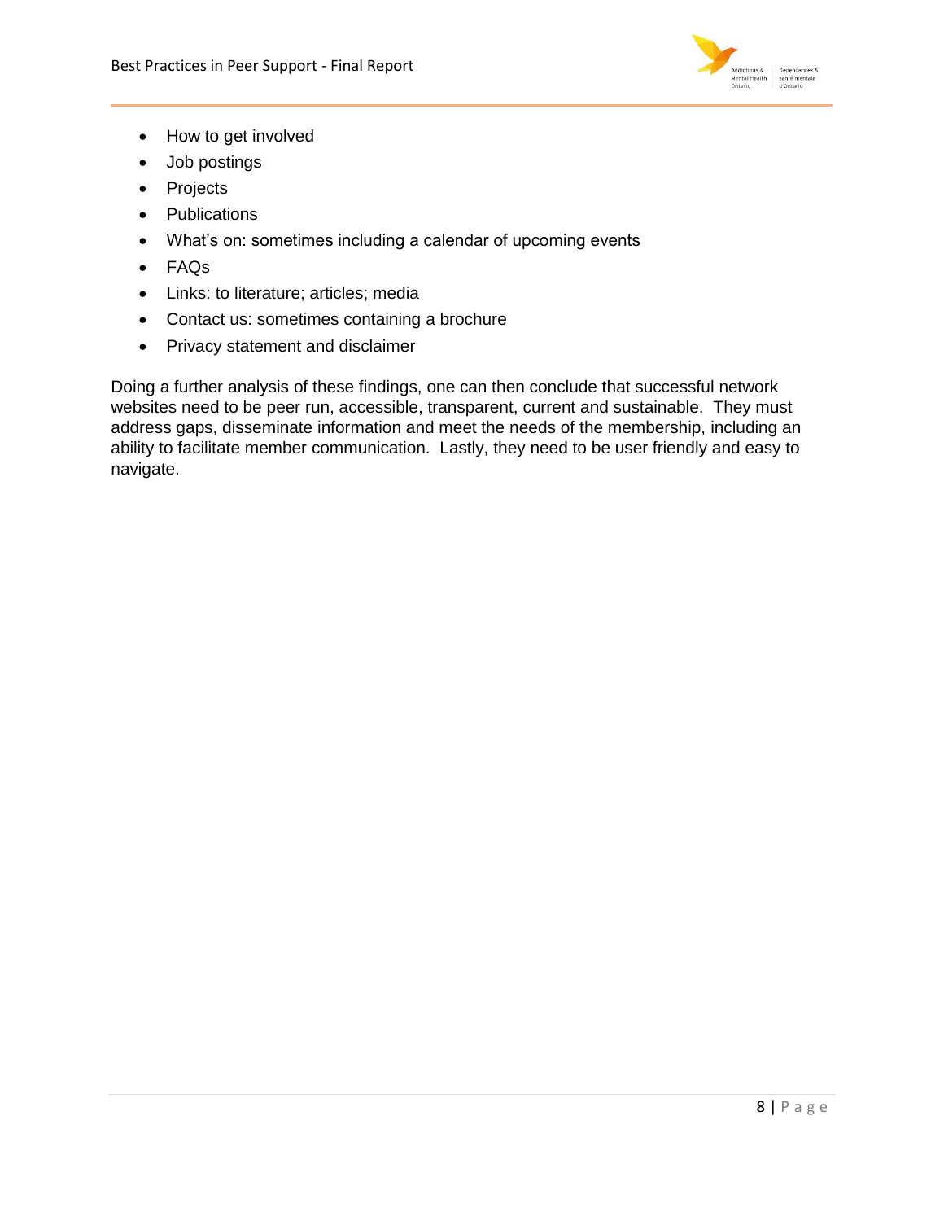- How to get involved
- Job postings
- Projects
- Publications
- What's on: sometimes including a calendar of upcoming events
- FAQs
- Links: to literature; articles; media
- Contact us: sometimes containing a brochure
- Privacy statement and disclaimer

Doing a further analysis of these findings, one can then conclude that successful network websites need to be peer run, accessible, transparent, current and sustainable. They must address gaps, disseminate information and meet the needs of the membership, including an ability to facilitate member communication. Lastly, they need to be user friendly and easy to navigate.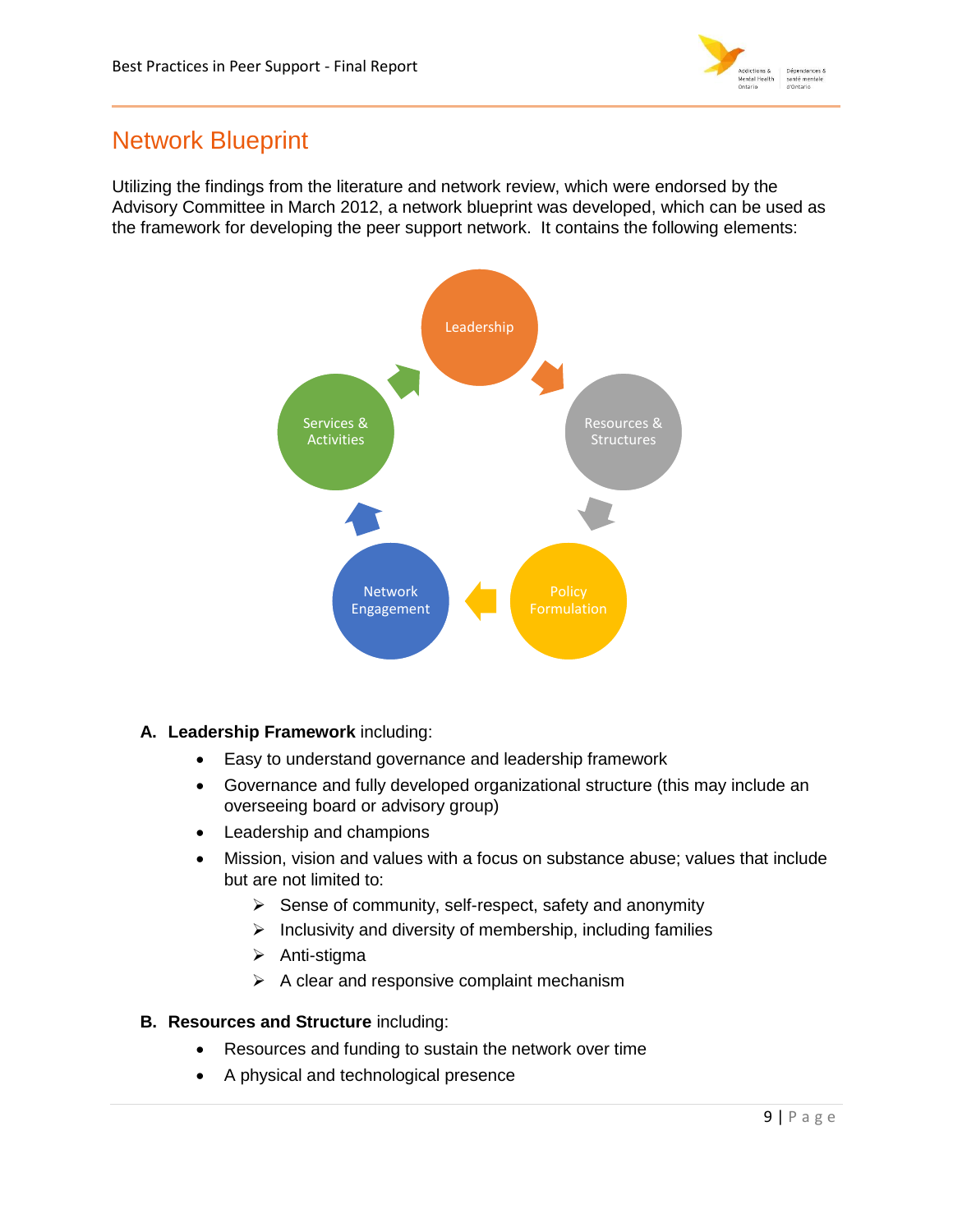## Network Blueprint

Utilizing the findings from the literature and network review, which were endorsed by the Advisory Committee in March 2012, a network blueprint was developed, which can be used as the framework for developing the peer support network. It contains the following elements:

Leadership → Resources & Structures → Policy Formulation → Network Engagement → Services & Activities → Leadership

**A. Leadership Framework** including:

- Easy to understand governance and leadership framework
- Governance and fully developed organizational structure (this may include an overseeing board or advisory group)
- Leadership and champions
- Mission, vision and values with a focus on substance abuse; values that include but are not limited to:
  - Sense of community, self-respect, safety and anonymity
  - Inclusivity and diversity of membership, including families
  - Anti-stigma
  - A clear and responsive complaint mechanism

**B. Resources and Structure** including:

- Resources and funding to sustain the network over time
- A physical and technological presence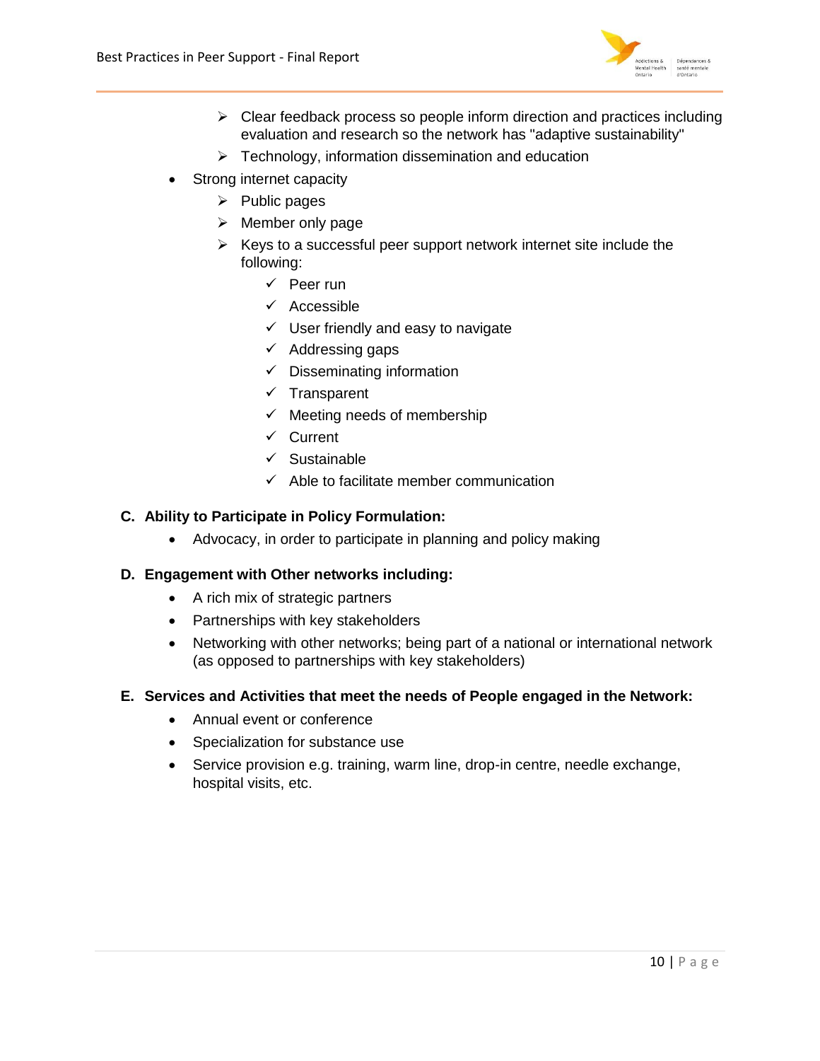- Clear feedback process so people inform direction and practices including evaluation and research so the network has "adaptive sustainability"
    - Technology, information dissemination and education
- Strong internet capacity
    - Public pages
    - Member only page
    - Keys to a successful peer support network internet site include the following:
        - ✓ Peer run
        - ✓ Accessible
        - ✓ User friendly and easy to navigate
        - ✓ Addressing gaps
        - ✓ Disseminating information
        - ✓ Transparent
        - ✓ Meeting needs of membership
        - ✓ Current
        - ✓ Sustainable
        - ✓ Able to facilitate member communication

**C. Ability to Participate in Policy Formulation:**

- Advocacy, in order to participate in planning and policy making

**D. Engagement with Other networks including:**

- A rich mix of strategic partners
- Partnerships with key stakeholders
- Networking with other networks; being part of a national or international network (as opposed to partnerships with key stakeholders)

**E. Services and Activities that meet the needs of People engaged in the Network:**

- Annual event or conference
- Specialization for substance use
- Service provision e.g. training, warm line, drop-in centre, needle exchange, hospital visits, etc.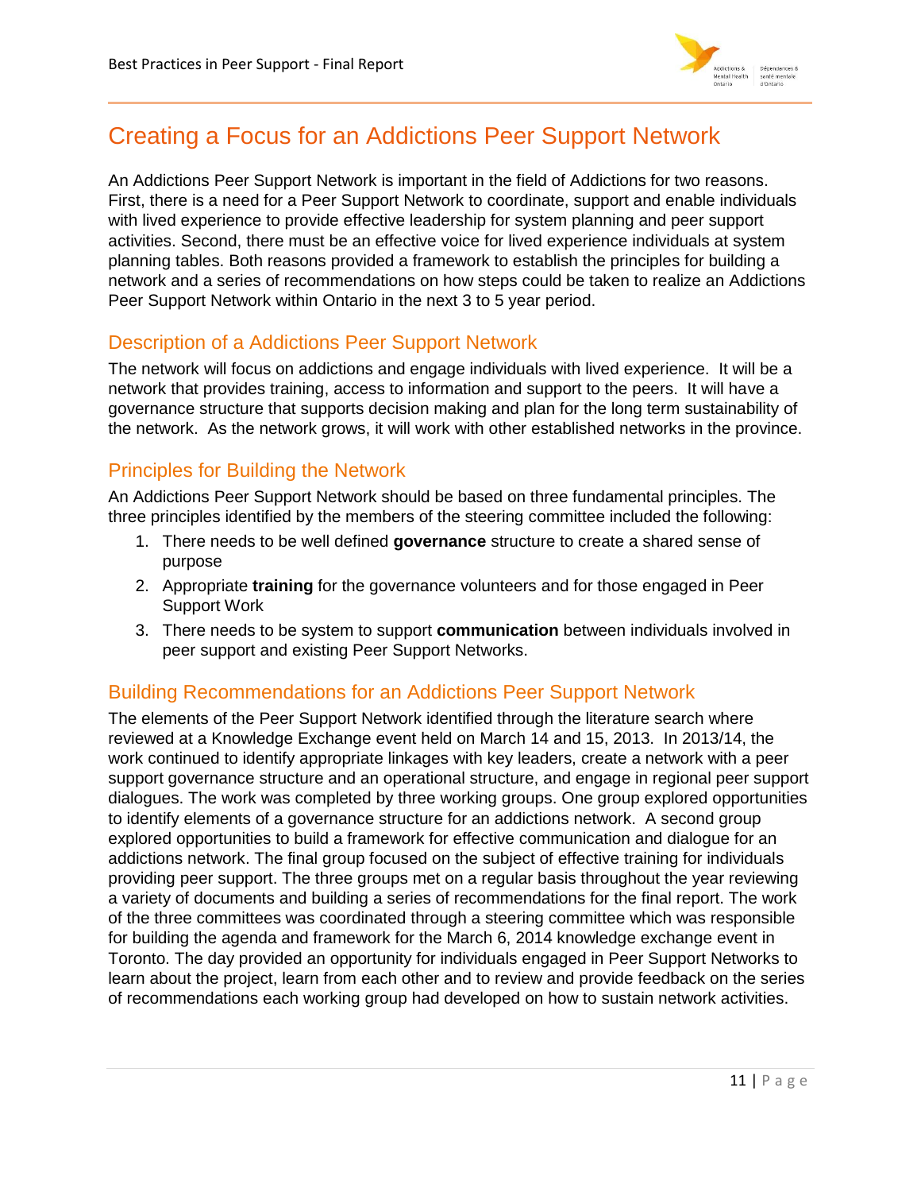# Creating a Focus for an Addictions Peer Support Network

An Addictions Peer Support Network is important in the field of Addictions for two reasons. First, there is a need for a Peer Support Network to coordinate, support and enable individuals with lived experience to provide effective leadership for system planning and peer support activities. Second, there must be an effective voice for lived experience individuals at system planning tables. Both reasons provided a framework to establish the principles for building a network and a series of recommendations on how steps could be taken to realize an Addictions Peer Support Network within Ontario in the next 3 to 5 year period.

## Description of a Addictions Peer Support Network

The network will focus on addictions and engage individuals with lived experience. It will be a network that provides training, access to information and support to the peers. It will have a governance structure that supports decision making and plan for the long term sustainability of the network. As the network grows, it will work with other established networks in the province.

## Principles for Building the Network

An Addictions Peer Support Network should be based on three fundamental principles. The three principles identified by the members of the steering committee included the following:

1. There needs to be well defined **governance** structure to create a shared sense of purpose
2. Appropriate **training** for the governance volunteers and for those engaged in Peer Support Work
3. There needs to be system to support **communication** between individuals involved in peer support and existing Peer Support Networks.

## Building Recommendations for an Addictions Peer Support Network

The elements of the Peer Support Network identified through the literature search where reviewed at a Knowledge Exchange event held on March 14 and 15, 2013. In 2013/14, the work continued to identify appropriate linkages with key leaders, create a network with a peer support governance structure and an operational structure, and engage in regional peer support dialogues. The work was completed by three working groups. One group explored opportunities to identify elements of a governance structure for an addictions network. A second group explored opportunities to build a framework for effective communication and dialogue for an addictions network. The final group focused on the subject of effective training for individuals providing peer support. The three groups met on a regular basis throughout the year reviewing a variety of documents and building a series of recommendations for the final report. The work of the three committees was coordinated through a steering committee which was responsible for building the agenda and framework for the March 6, 2014 knowledge exchange event in Toronto. The day provided an opportunity for individuals engaged in Peer Support Networks to learn about the project, learn from each other and to review and provide feedback on the series of recommendations each working group had developed on how to sustain network activities.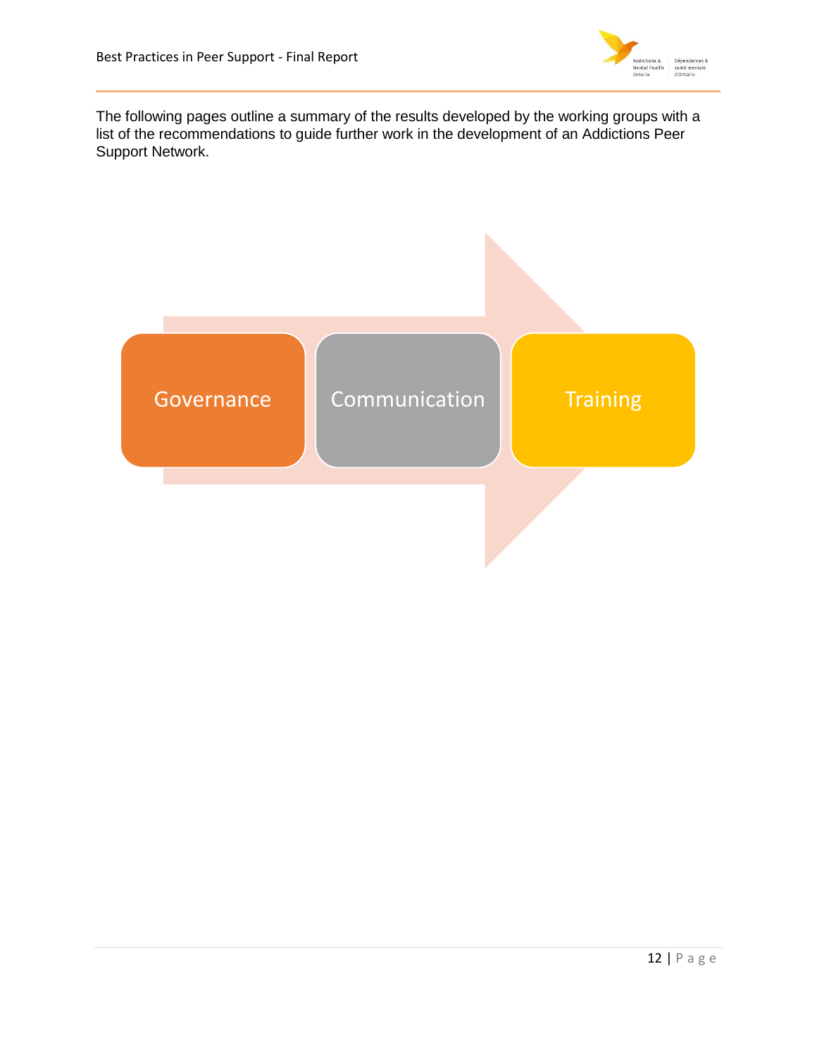The following pages outline a summary of the results developed by the working groups with a list of the recommendations to guide further work in the development of an Addictions Peer Support Network.

Governance → Communication → Training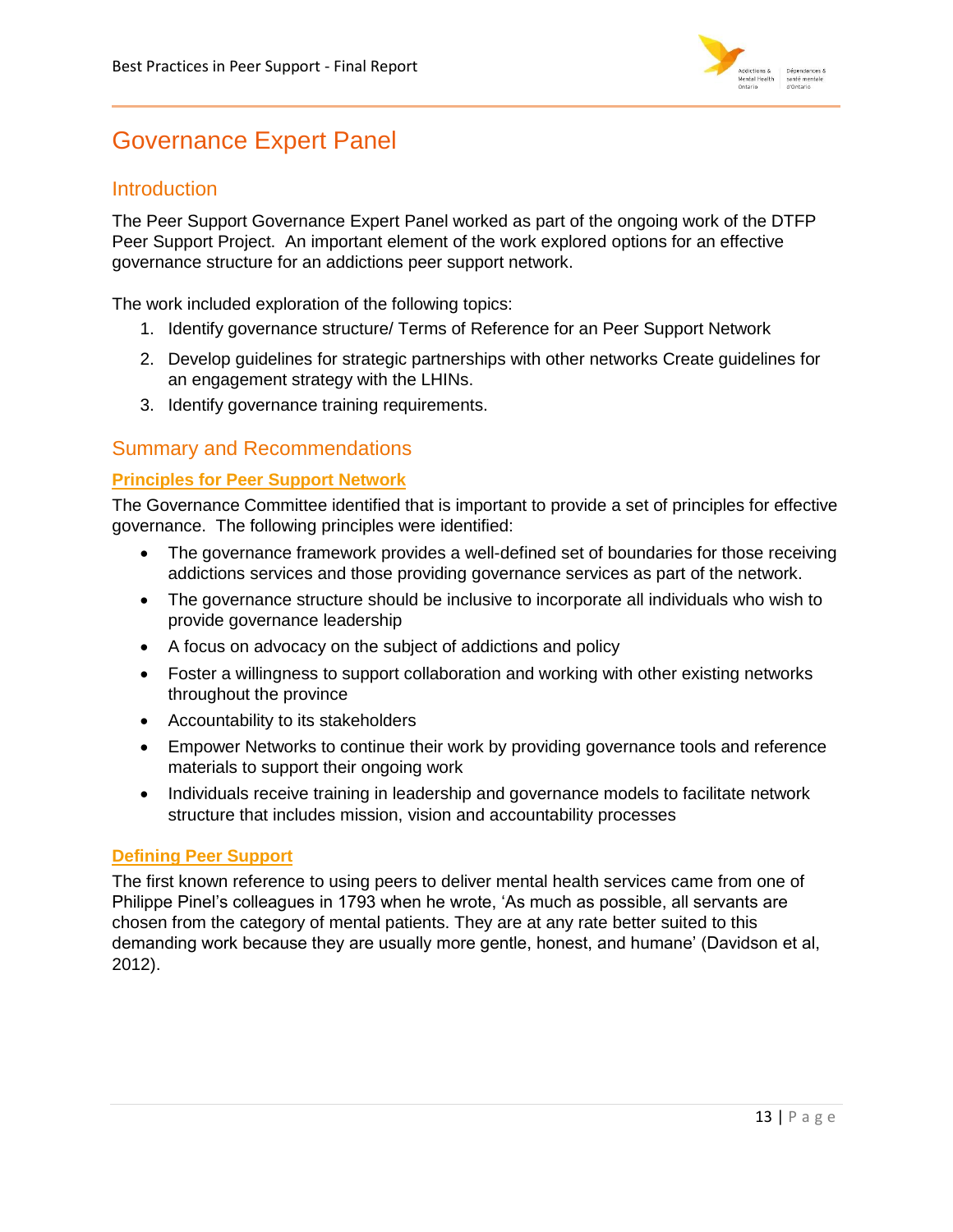# Governance Expert Panel

## Introduction

The Peer Support Governance Expert Panel worked as part of the ongoing work of the DTFP Peer Support Project. An important element of the work explored options for an effective governance structure for an addictions peer support network.

The work included exploration of the following topics:

1. Identify governance structure/ Terms of Reference for an Peer Support Network
2. Develop guidelines for strategic partnerships with other networks Create guidelines for an engagement strategy with the LHINs.
3. Identify governance training requirements.

## Summary and Recommendations

### Principles for Peer Support Network

The Governance Committee identified that is important to provide a set of principles for effective governance. The following principles were identified:

- The governance framework provides a well-defined set of boundaries for those receiving addictions services and those providing governance services as part of the network.
- The governance structure should be inclusive to incorporate all individuals who wish to provide governance leadership
- A focus on advocacy on the subject of addictions and policy
- Foster a willingness to support collaboration and working with other existing networks throughout the province
- Accountability to its stakeholders
- Empower Networks to continue their work by providing governance tools and reference materials to support their ongoing work
- Individuals receive training in leadership and governance models to facilitate network structure that includes mission, vision and accountability processes

### Defining Peer Support

The first known reference to using peers to deliver mental health services came from one of Philippe Pinel's colleagues in 1793 when he wrote, 'As much as possible, all servants are chosen from the category of mental patients. They are at any rate better suited to this demanding work because they are usually more gentle, honest, and humane' (Davidson et al, 2012).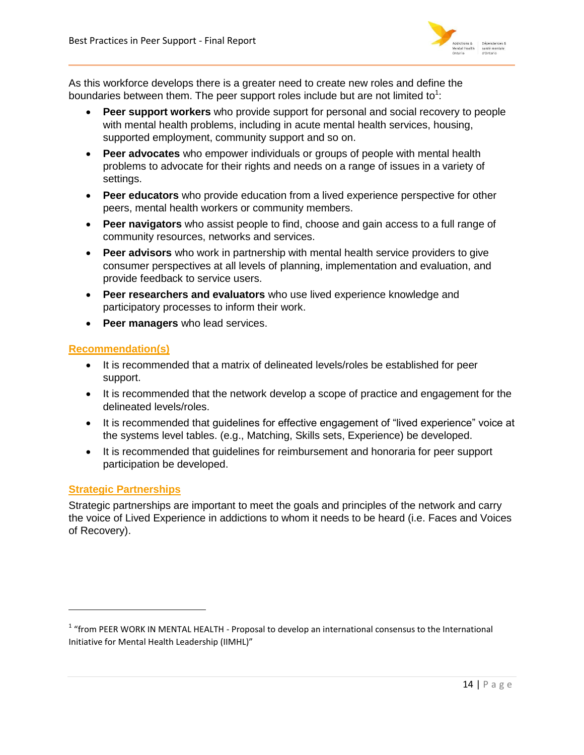As this workforce develops there is a greater need to create new roles and define the boundaries between them. The peer support roles include but are not limited to[1]:

- **Peer support workers** who provide support for personal and social recovery to people with mental health problems, including in acute mental health services, housing, supported employment, community support and so on.
- **Peer advocates** who empower individuals or groups of people with mental health problems to advocate for their rights and needs on a range of issues in a variety of settings.
- **Peer educators** who provide education from a lived experience perspective for other peers, mental health workers or community members.
- **Peer navigators** who assist people to find, choose and gain access to a full range of community resources, networks and services.
- **Peer advisors** who work in partnership with mental health service providers to give consumer perspectives at all levels of planning, implementation and evaluation, and provide feedback to service users.
- **Peer researchers and evaluators** who use lived experience knowledge and participatory processes to inform their work.
- **Peer managers** who lead services.

### Recommendation(s)

- It is recommended that a matrix of delineated levels/roles be established for peer support.
- It is recommended that the network develop a scope of practice and engagement for the delineated levels/roles.
- It is recommended that guidelines for effective engagement of "lived experience" voice at the systems level tables. (e.g., Matching, Skills sets, Experience) be developed.
- It is recommended that guidelines for reimbursement and honoraria for peer support participation be developed.

### Strategic Partnerships

Strategic partnerships are important to meet the goals and principles of the network and carry the voice of Lived Experience in addictions to whom it needs to be heard (i.e. Faces and Voices of Recovery).

---

[1] "from PEER WORK IN MENTAL HEALTH - Proposal to develop an international consensus to the International Initiative for Mental Health Leadership (IIMHL)"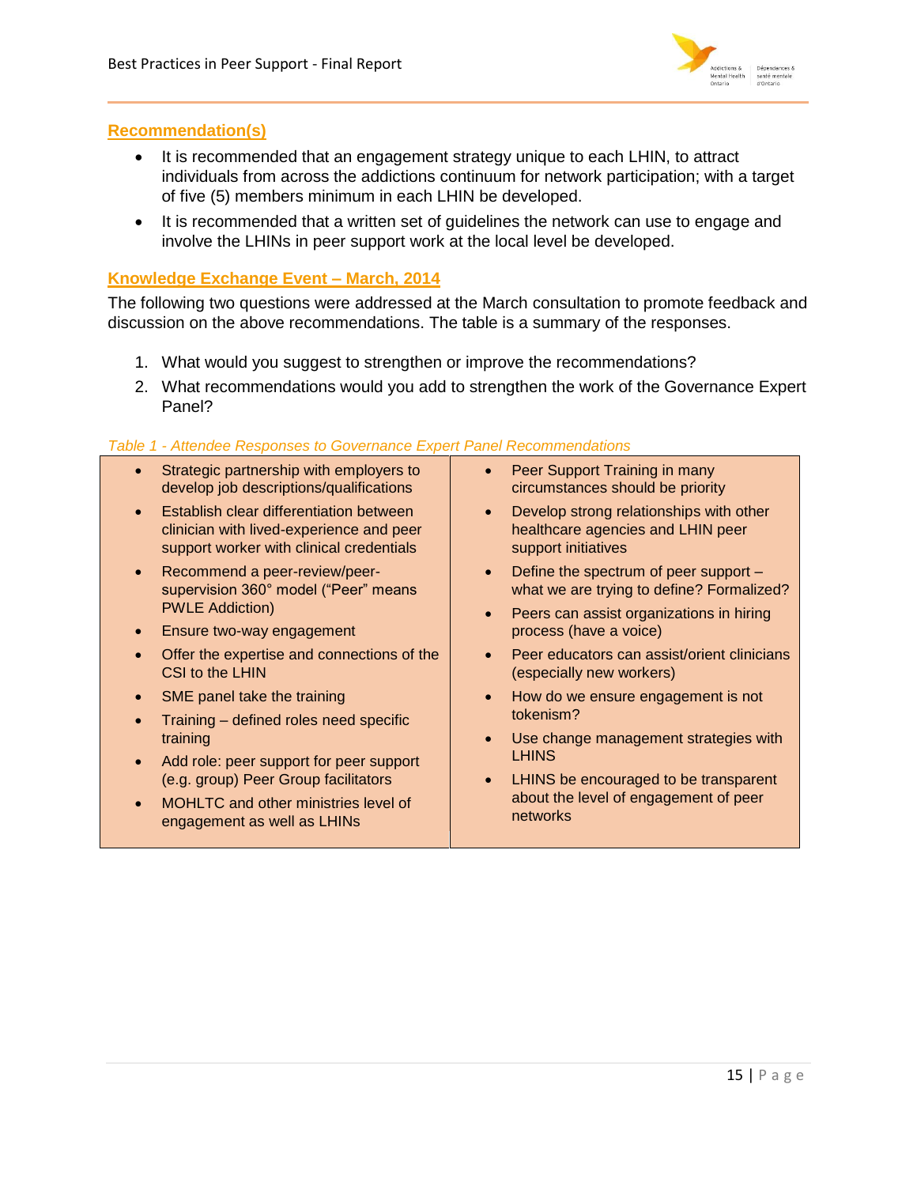## Recommendation(s)

- It is recommended that an engagement strategy unique to each LHIN, to attract individuals from across the addictions continuum for network participation; with a target of five (5) members minimum in each LHIN be developed.
- It is recommended that a written set of guidelines the network can use to engage and involve the LHINs in peer support work at the local level be developed.

## Knowledge Exchange Event – March, 2014

The following two questions were addressed at the March consultation to promote feedback and discussion on the above recommendations. The table is a summary of the responses.

1. What would you suggest to strengthen or improve the recommendations?
2. What recommendations would you add to strengthen the work of the Governance Expert Panel?

*Table 1 - Attendee Responses to Governance Expert Panel Recommendations*

| | |
|---|---|
| • Strategic partnership with employers to develop job descriptions/qualifications<br>• Establish clear differentiation between clinician with lived-experience and peer support worker with clinical credentials<br>• Recommend a peer-review/peer-supervision 360° model ("Peer" means PWLE Addiction)<br>• Ensure two-way engagement<br>• Offer the expertise and connections of the CSI to the LHIN<br>• SME panel take the training<br>• Training – defined roles need specific training<br>• Add role: peer support for peer support (e.g. group) Peer Group facilitators<br>• MOHLTC and other ministries level of engagement as well as LHINs | • Peer Support Training in many circumstances should be priority<br>• Develop strong relationships with other healthcare agencies and LHIN peer support initiatives<br>• Define the spectrum of peer support – what we are trying to define? Formalized?<br>• Peers can assist organizations in hiring process (have a voice)<br>• Peer educators can assist/orient clinicians (especially new workers)<br>• How do we ensure engagement is not tokenism?<br>• Use change management strategies with LHINS<br>• LHINS be encouraged to be transparent about the level of engagement of peer networks |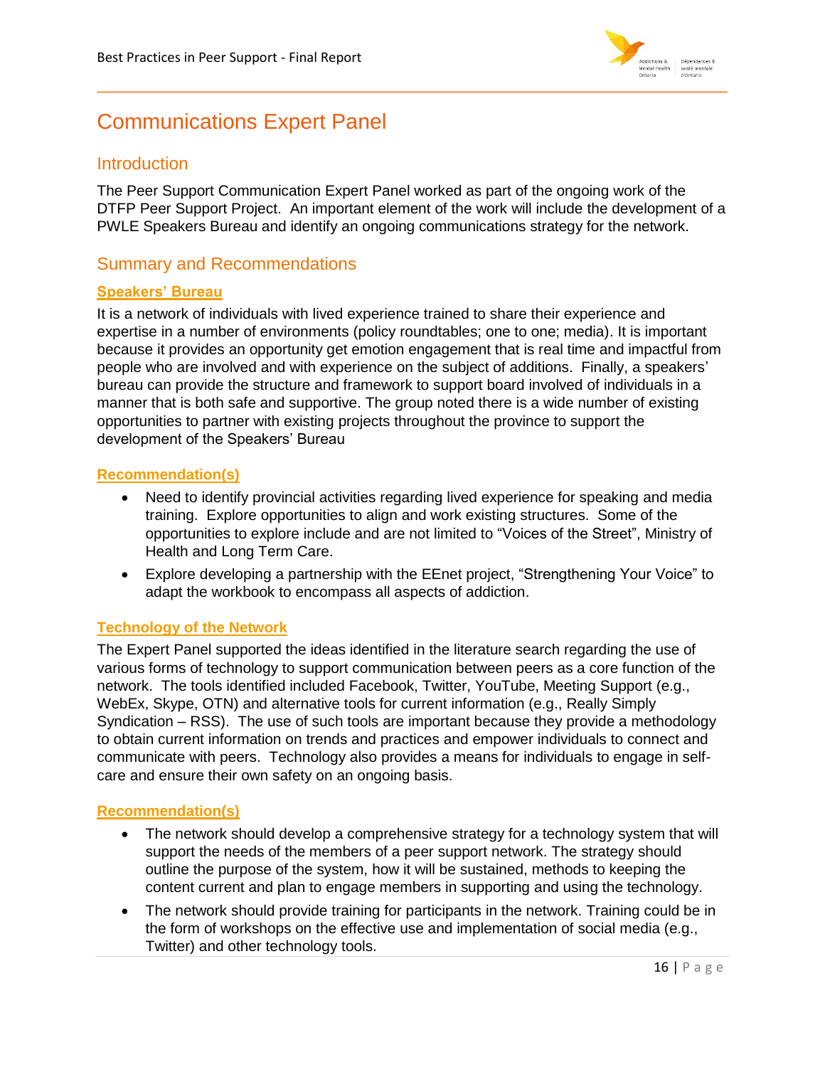# Communications Expert Panel

## Introduction

The Peer Support Communication Expert Panel worked as part of the ongoing work of the DTFP Peer Support Project. An important element of the work will include the development of a PWLE Speakers Bureau and identify an ongoing communications strategy for the network.

## Summary and Recommendations

### Speakers' Bureau

It is a network of individuals with lived experience trained to share their experience and expertise in a number of environments (policy roundtables; one to one; media). It is important because it provides an opportunity get emotion engagement that is real time and impactful from people who are involved and with experience on the subject of additions. Finally, a speakers' bureau can provide the structure and framework to support board involved of individuals in a manner that is both safe and supportive. The group noted there is a wide number of existing opportunities to partner with existing projects throughout the province to support the development of the Speakers' Bureau

#### Recommendation(s)

- Need to identify provincial activities regarding lived experience for speaking and media training. Explore opportunities to align and work existing structures. Some of the opportunities to explore include and are not limited to "Voices of the Street", Ministry of Health and Long Term Care.
- Explore developing a partnership with the EEnet project, "Strengthening Your Voice" to adapt the workbook to encompass all aspects of addiction.

### Technology of the Network

The Expert Panel supported the ideas identified in the literature search regarding the use of various forms of technology to support communication between peers as a core function of the network. The tools identified included Facebook, Twitter, YouTube, Meeting Support (e.g., WebEx, Skype, OTN) and alternative tools for current information (e.g., Really Simply Syndication – RSS). The use of such tools are important because they provide a methodology to obtain current information on trends and practices and empower individuals to connect and communicate with peers. Technology also provides a means for individuals to engage in self-care and ensure their own safety on an ongoing basis.

#### Recommendation(s)

- The network should develop a comprehensive strategy for a technology system that will support the needs of the members of a peer support network. The strategy should outline the purpose of the system, how it will be sustained, methods to keeping the content current and plan to engage members in supporting and using the technology.
- The network should provide training for participants in the network. Training could be in the form of workshops on the effective use and implementation of social media (e.g., Twitter) and other technology tools.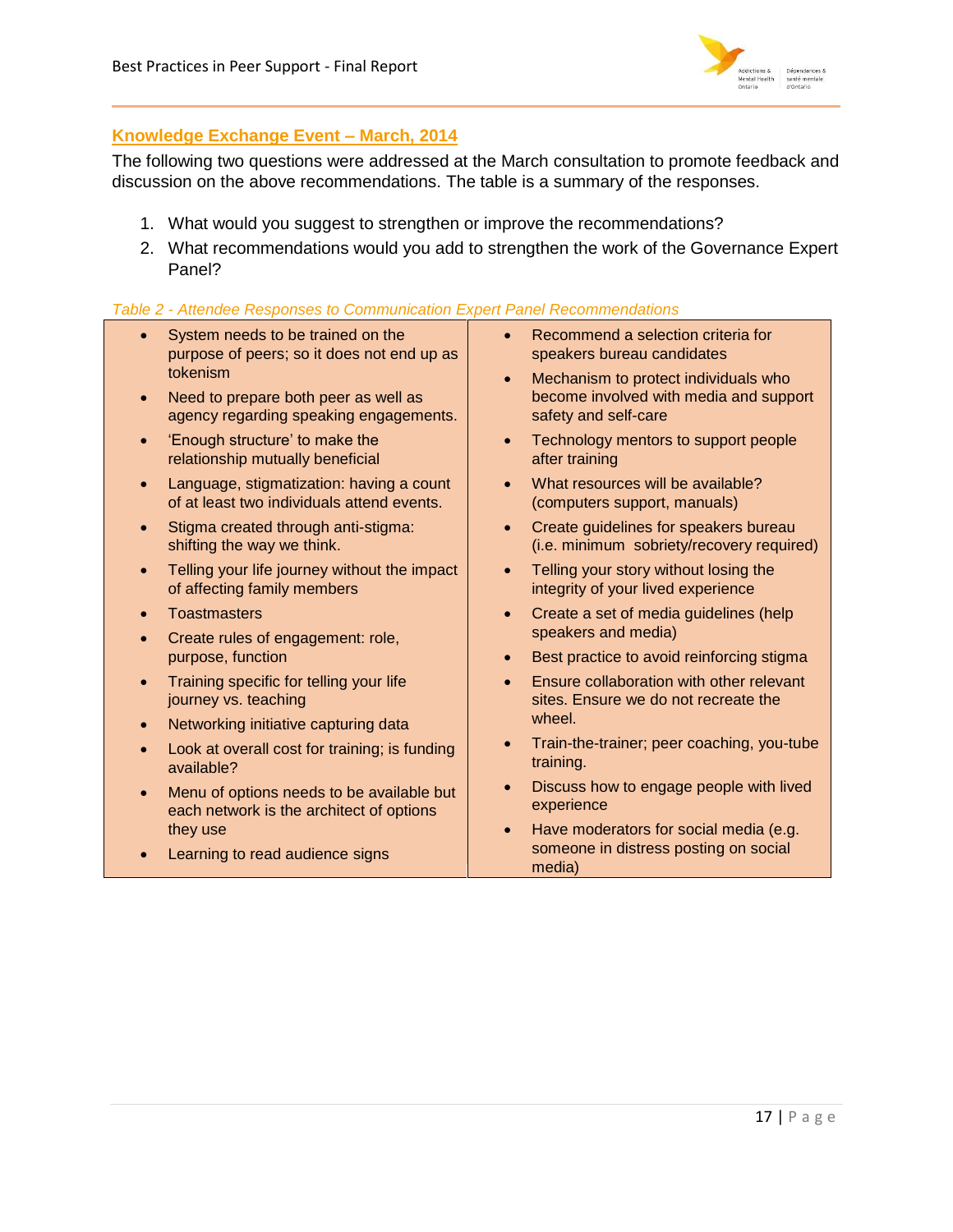## Knowledge Exchange Event – March, 2014

The following two questions were addressed at the March consultation to promote feedback and discussion on the above recommendations. The table is a summary of the responses.

1. What would you suggest to strengthen or improve the recommendations?
2. What recommendations would you add to strengthen the work of the Governance Expert Panel?

*Table 2 - Attendee Responses to Communication Expert Panel Recommendations*

| | |
|---|---|
| • System needs to be trained on the purpose of peers; so it does not end up as tokenism<br>• Need to prepare both peer as well as agency regarding speaking engagements.<br>• 'Enough structure' to make the relationship mutually beneficial<br>• Language, stigmatization: having a count of at least two individuals attend events.<br>• Stigma created through anti-stigma: shifting the way we think.<br>• Telling your life journey without the impact of affecting family members<br>• Toastmasters<br>• Create rules of engagement: role, purpose, function<br>• Training specific for telling your life journey vs. teaching<br>• Networking initiative capturing data<br>• Look at overall cost for training; is funding available?<br>• Menu of options needs to be available but each network is the architect of options they use<br>• Learning to read audience signs | • Recommend a selection criteria for speakers bureau candidates<br>• Mechanism to protect individuals who become involved with media and support safety and self-care<br>• Technology mentors to support people after training<br>• What resources will be available? (computers support, manuals)<br>• Create guidelines for speakers bureau (i.e. minimum sobriety/recovery required)<br>• Telling your story without losing the integrity of your lived experience<br>• Create a set of media guidelines (help speakers and media)<br>• Best practice to avoid reinforcing stigma<br>• Ensure collaboration with other relevant sites. Ensure we do not recreate the wheel.<br>• Train-the-trainer; peer coaching, you-tube training.<br>• Discuss how to engage people with lived experience<br>• Have moderators for social media (e.g. someone in distress posting on social media) |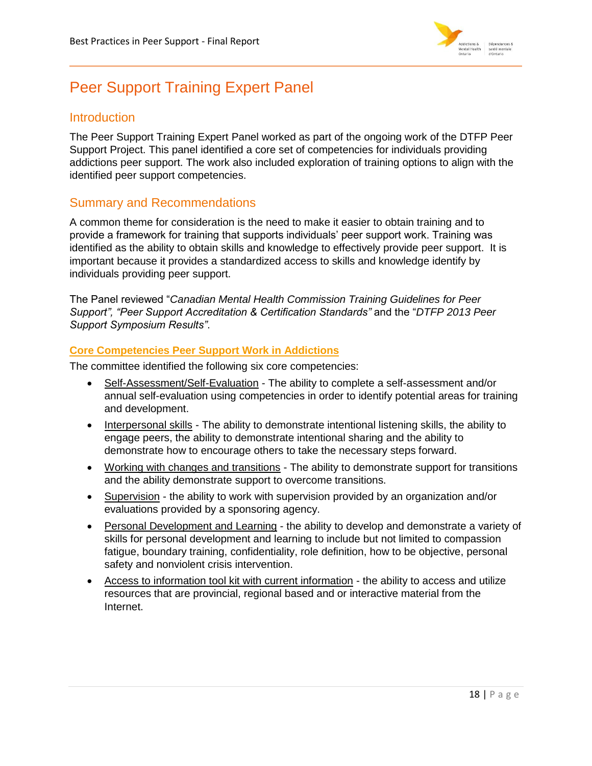# Peer Support Training Expert Panel

## Introduction

The Peer Support Training Expert Panel worked as part of the ongoing work of the DTFP Peer Support Project. This panel identified a core set of competencies for individuals providing addictions peer support. The work also included exploration of training options to align with the identified peer support competencies.

## Summary and Recommendations

A common theme for consideration is the need to make it easier to obtain training and to provide a framework for training that supports individuals' peer support work. Training was identified as the ability to obtain skills and knowledge to effectively provide peer support. It is important because it provides a standardized access to skills and knowledge identify by individuals providing peer support.

The Panel reviewed "*Canadian Mental Health Commission Training Guidelines for Peer Support", "Peer Support Accreditation & Certification Standards"* and the "*DTFP 2013 Peer Support Symposium Results"*.

### Core Competencies Peer Support Work in Addictions

The committee identified the following six core competencies:

- Self-Assessment/Self-Evaluation - The ability to complete a self-assessment and/or annual self-evaluation using competencies in order to identify potential areas for training and development.
- Interpersonal skills - The ability to demonstrate intentional listening skills, the ability to engage peers, the ability to demonstrate intentional sharing and the ability to demonstrate how to encourage others to take the necessary steps forward.
- Working with changes and transitions - The ability to demonstrate support for transitions and the ability demonstrate support to overcome transitions.
- Supervision - the ability to work with supervision provided by an organization and/or evaluations provided by a sponsoring agency.
- Personal Development and Learning - the ability to develop and demonstrate a variety of skills for personal development and learning to include but not limited to compassion fatigue, boundary training, confidentiality, role definition, how to be objective, personal safety and nonviolent crisis intervention.
- Access to information tool kit with current information - the ability to access and utilize resources that are provincial, regional based and or interactive material from the Internet.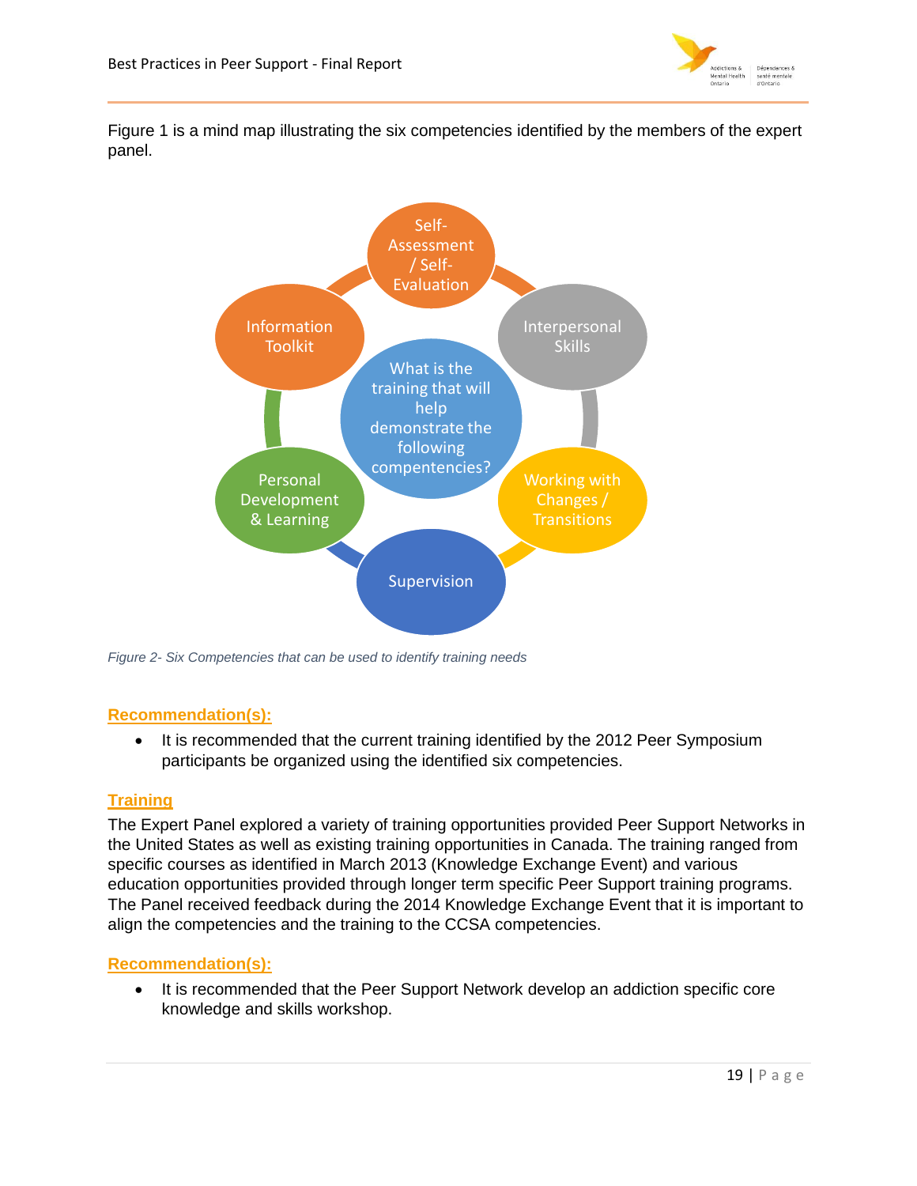Figure 1 is a mind map illustrating the six competencies identified by the members of the expert panel.

What is the training that will help demonstrate the following compentencies?

- Self-Assessment / Self-Evaluation
- Interpersonal Skills
- Working with Changes / Transitions
- Supervision
- Personal Development & Learning
- Information Toolkit

*Figure 2- Six Competencies that can be used to identify training needs*

**Recommendation(s):**

- It is recommended that the current training identified by the 2012 Peer Symposium participants be organized using the identified six competencies.

**Training**

The Expert Panel explored a variety of training opportunities provided Peer Support Networks in the United States as well as existing training opportunities in Canada. The training ranged from specific courses as identified in March 2013 (Knowledge Exchange Event) and various education opportunities provided through longer term specific Peer Support training programs. The Panel received feedback during the 2014 Knowledge Exchange Event that it is important to align the competencies and the training to the CCSA competencies.

**Recommendation(s):**

- It is recommended that the Peer Support Network develop an addiction specific core knowledge and skills workshop.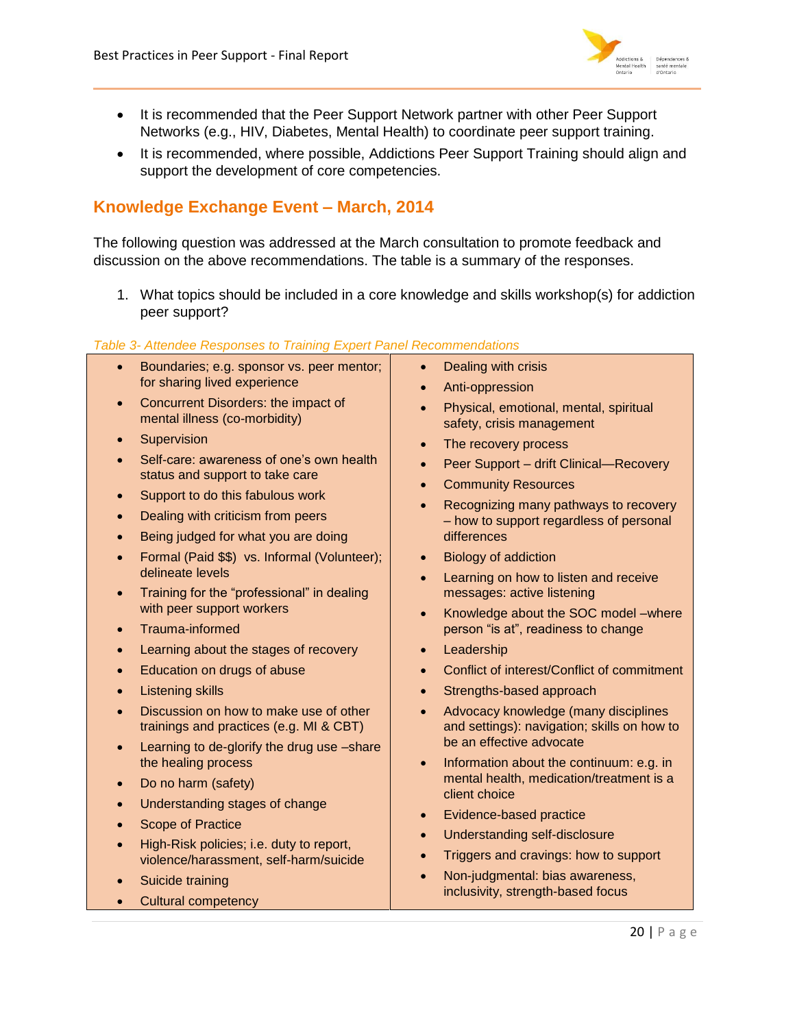- It is recommended that the Peer Support Network partner with other Peer Support Networks (e.g., HIV, Diabetes, Mental Health) to coordinate peer support training.
- It is recommended, where possible, Addictions Peer Support Training should align and support the development of core competencies.

## Knowledge Exchange Event – March, 2014

The following question was addressed at the March consultation to promote feedback and discussion on the above recommendations. The table is a summary of the responses.

1. What topics should be included in a core knowledge and skills workshop(s) for addiction peer support?

*Table 3- Attendee Responses to Training Expert Panel Recommendations*

- Boundaries; e.g. sponsor vs. peer mentor; for sharing lived experience
- Concurrent Disorders: the impact of mental illness (co-morbidity)
- Supervision
- Self-care: awareness of one's own health status and support to take care
- Support to do this fabulous work
- Dealing with criticism from peers
- Being judged for what you are doing
- Formal (Paid $$) vs. Informal (Volunteer); delineate levels
- Training for the "professional" in dealing with peer support workers
- Trauma-informed
- Learning about the stages of recovery
- Education on drugs of abuse
- Listening skills
- Discussion on how to make use of other trainings and practices (e.g. MI & CBT)
- Learning to de-glorify the drug use –share the healing process
- Do no harm (safety)
- Understanding stages of change
- Scope of Practice
- High-Risk policies; i.e. duty to report, violence/harassment, self-harm/suicide
- Suicide training
- Cultural competency
- Dealing with crisis
- Anti-oppression
- Physical, emotional, mental, spiritual safety, crisis management
- The recovery process
- Peer Support – drift Clinical—Recovery
- Community Resources
- Recognizing many pathways to recovery – how to support regardless of personal differences
- Biology of addiction
- Learning on how to listen and receive messages: active listening
- Knowledge about the SOC model –where person "is at", readiness to change
- Leadership
- Conflict of interest/Conflict of commitment
- Strengths-based approach
- Advocacy knowledge (many disciplines and settings): navigation; skills on how to be an effective advocate
- Information about the continuum: e.g. in mental health, medication/treatment is a client choice
- Evidence-based practice
- Understanding self-disclosure
- Triggers and cravings: how to support
- Non-judgmental: bias awareness, inclusivity, strength-based focus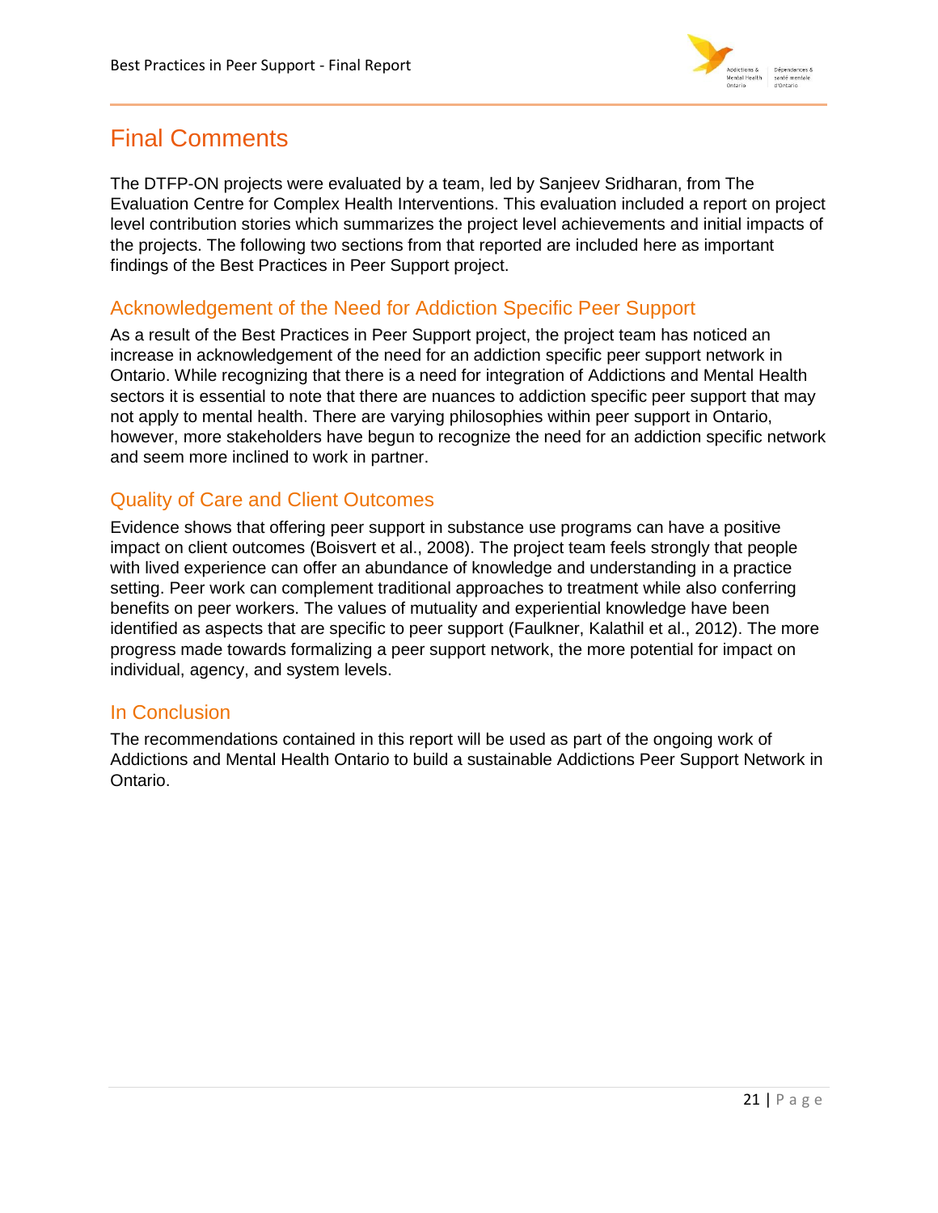# Final Comments

The DTFP-ON projects were evaluated by a team, led by Sanjeev Sridharan, from The Evaluation Centre for Complex Health Interventions. This evaluation included a report on project level contribution stories which summarizes the project level achievements and initial impacts of the projects. The following two sections from that reported are included here as important findings of the Best Practices in Peer Support project.

## Acknowledgement of the Need for Addiction Specific Peer Support

As a result of the Best Practices in Peer Support project, the project team has noticed an increase in acknowledgement of the need for an addiction specific peer support network in Ontario. While recognizing that there is a need for integration of Addictions and Mental Health sectors it is essential to note that there are nuances to addiction specific peer support that may not apply to mental health. There are varying philosophies within peer support in Ontario, however, more stakeholders have begun to recognize the need for an addiction specific network and seem more inclined to work in partner.

## Quality of Care and Client Outcomes

Evidence shows that offering peer support in substance use programs can have a positive impact on client outcomes (Boisvert et al., 2008). The project team feels strongly that people with lived experience can offer an abundance of knowledge and understanding in a practice setting. Peer work can complement traditional approaches to treatment while also conferring benefits on peer workers. The values of mutuality and experiential knowledge have been identified as aspects that are specific to peer support (Faulkner, Kalathil et al., 2012). The more progress made towards formalizing a peer support network, the more potential for impact on individual, agency, and system levels.

## In Conclusion

The recommendations contained in this report will be used as part of the ongoing work of Addictions and Mental Health Ontario to build a sustainable Addictions Peer Support Network in Ontario.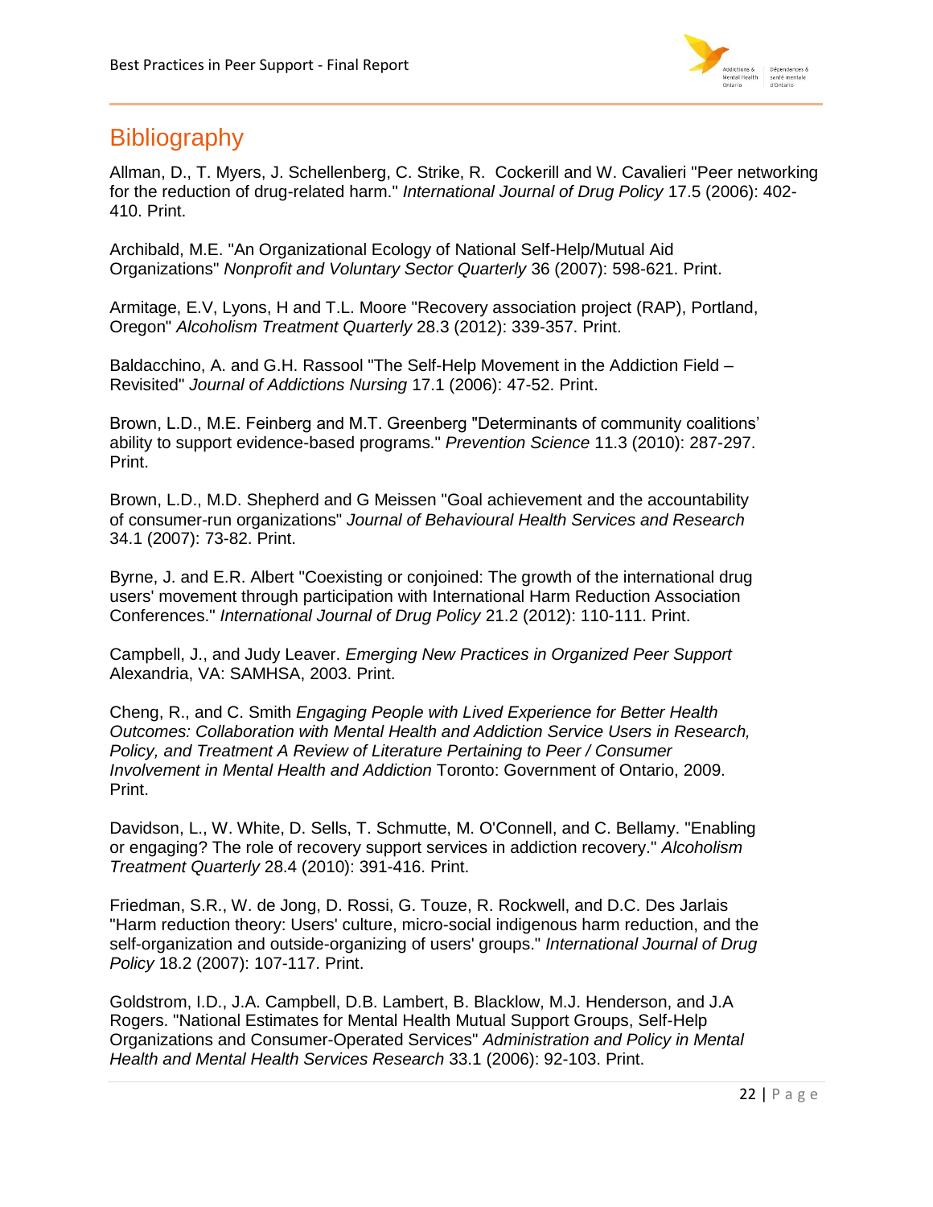# Bibliography

Allman, D., T. Myers, J. Schellenberg, C. Strike, R. Cockerill and W. Cavalieri "Peer networking for the reduction of drug-related harm." *International Journal of Drug Policy* 17.5 (2006): 402-410. Print.

Archibald, M.E. "An Organizational Ecology of National Self-Help/Mutual Aid Organizations" *Nonprofit and Voluntary Sector Quarterly* 36 (2007): 598-621. Print.

Armitage, E.V, Lyons, H and T.L. Moore "Recovery association project (RAP), Portland, Oregon" *Alcoholism Treatment Quarterly* 28.3 (2012): 339-357. Print.

Baldacchino, A. and G.H. Rassool "The Self-Help Movement in the Addiction Field – Revisited" *Journal of Addictions Nursing* 17.1 (2006): 47-52. Print.

Brown, L.D., M.E. Feinberg and M.T. Greenberg "Determinants of community coalitions' ability to support evidence-based programs." *Prevention Science* 11.3 (2010): 287-297. Print.

Brown, L.D., M.D. Shepherd and G Meissen "Goal achievement and the accountability of consumer-run organizations" *Journal of Behavioural Health Services and Research* 34.1 (2007): 73-82. Print.

Byrne, J. and E.R. Albert "Coexisting or conjoined: The growth of the international drug users' movement through participation with International Harm Reduction Association Conferences." *International Journal of Drug Policy* 21.2 (2012): 110-111. Print.

Campbell, J., and Judy Leaver. *Emerging New Practices in Organized Peer Support* Alexandria, VA: SAMHSA, 2003. Print.

Cheng, R., and C. Smith *Engaging People with Lived Experience for Better Health Outcomes: Collaboration with Mental Health and Addiction Service Users in Research, Policy, and Treatment A Review of Literature Pertaining to Peer / Consumer Involvement in Mental Health and Addiction* Toronto: Government of Ontario, 2009. Print.

Davidson, L., W. White, D. Sells, T. Schmutte, M. O'Connell, and C. Bellamy. "Enabling or engaging? The role of recovery support services in addiction recovery." *Alcoholism Treatment Quarterly* 28.4 (2010): 391-416. Print.

Friedman, S.R., W. de Jong, D. Rossi, G. Touze, R. Rockwell, and D.C. Des Jarlais "Harm reduction theory: Users' culture, micro-social indigenous harm reduction, and the self-organization and outside-organizing of users' groups." *International Journal of Drug Policy* 18.2 (2007): 107-117. Print.

Goldstrom, I.D., J.A. Campbell, D.B. Lambert, B. Blacklow, M.J. Henderson, and J.A Rogers. "National Estimates for Mental Health Mutual Support Groups, Self-Help Organizations and Consumer-Operated Services" *Administration and Policy in Mental Health and Mental Health Services Research* 33.1 (2006): 92-103. Print.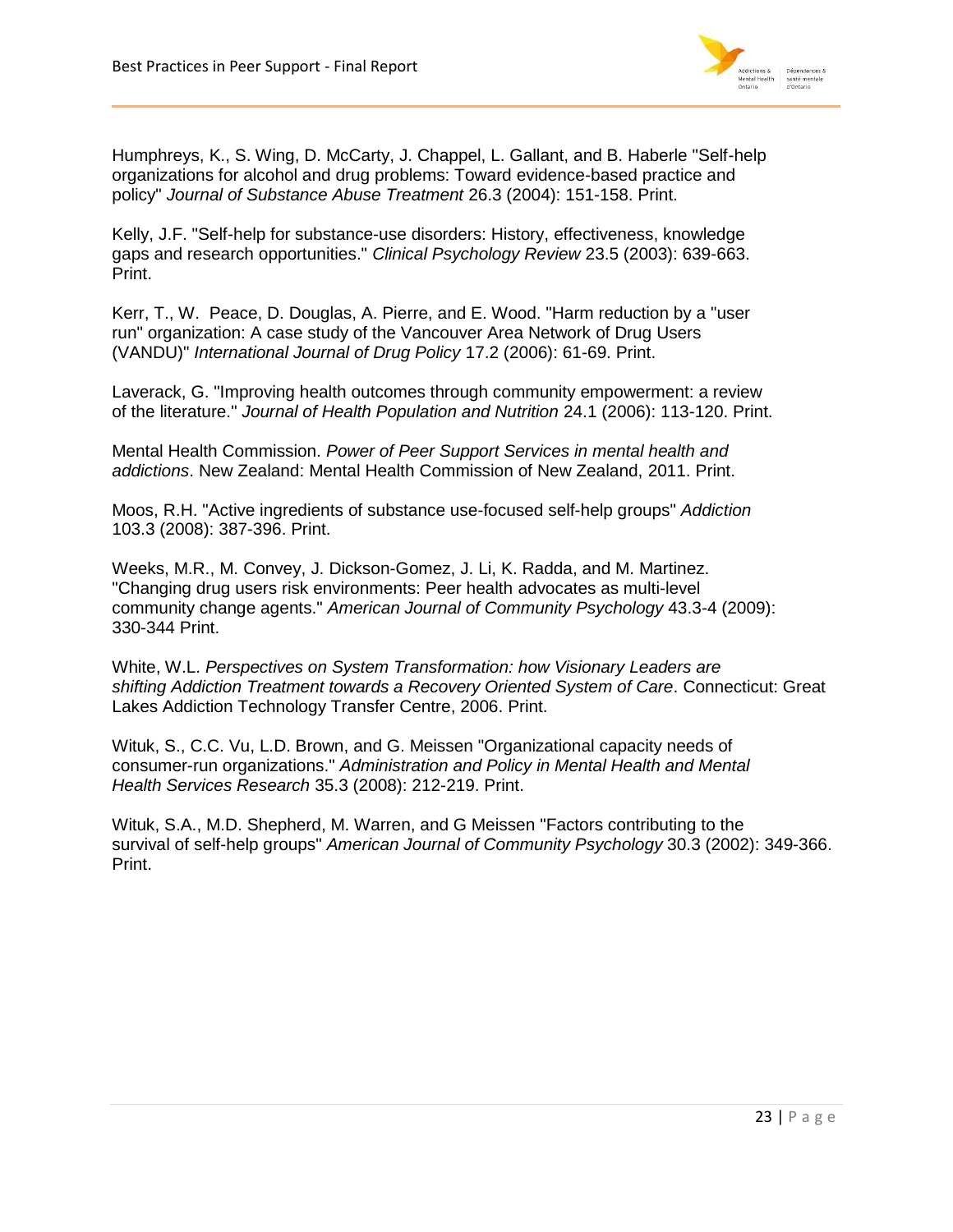Humphreys, K., S. Wing, D. McCarty, J. Chappel, L. Gallant, and B. Haberle "Self-help organizations for alcohol and drug problems: Toward evidence-based practice and policy" *Journal of Substance Abuse Treatment* 26.3 (2004): 151-158. Print.

Kelly, J.F. "Self-help for substance-use disorders: History, effectiveness, knowledge gaps and research opportunities." *Clinical Psychology Review* 23.5 (2003): 639-663. Print.

Kerr, T., W. Peace, D. Douglas, A. Pierre, and E. Wood. "Harm reduction by a "user run" organization: A case study of the Vancouver Area Network of Drug Users (VANDU)" *International Journal of Drug Policy* 17.2 (2006): 61-69. Print.

Laverack, G. "Improving health outcomes through community empowerment: a review of the literature." *Journal of Health Population and Nutrition* 24.1 (2006): 113-120. Print.

Mental Health Commission. *Power of Peer Support Services in mental health and addictions*. New Zealand: Mental Health Commission of New Zealand, 2011. Print.

Moos, R.H. "Active ingredients of substance use-focused self-help groups" *Addiction* 103.3 (2008): 387-396. Print.

Weeks, M.R., M. Convey, J. Dickson-Gomez, J. Li, K. Radda, and M. Martinez. "Changing drug users risk environments: Peer health advocates as multi-level community change agents." *American Journal of Community Psychology* 43.3-4 (2009): 330-344 Print.

White, W.L. *Perspectives on System Transformation: how Visionary Leaders are shifting Addiction Treatment towards a Recovery Oriented System of Care*. Connecticut: Great Lakes Addiction Technology Transfer Centre, 2006. Print.

Wituk, S., C.C. Vu, L.D. Brown, and G. Meissen "Organizational capacity needs of consumer-run organizations." *Administration and Policy in Mental Health and Mental Health Services Research* 35.3 (2008): 212-219. Print.

Wituk, S.A., M.D. Shepherd, M. Warren, and G Meissen "Factors contributing to the survival of self-help groups" *American Journal of Community Psychology* 30.3 (2002): 349-366. Print.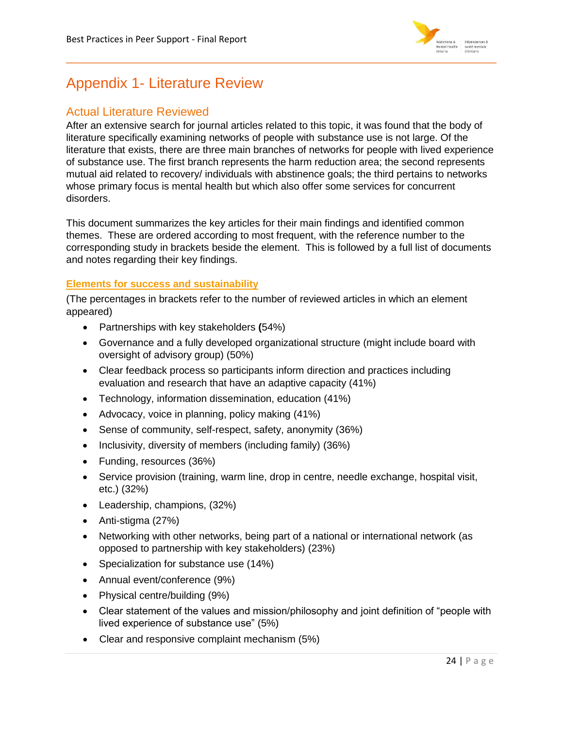# Appendix 1- Literature Review

## Actual Literature Reviewed

After an extensive search for journal articles related to this topic, it was found that the body of literature specifically examining networks of people with substance use is not large. Of the literature that exists, there are three main branches of networks for people with lived experience of substance use. The first branch represents the harm reduction area; the second represents mutual aid related to recovery/ individuals with abstinence goals; the third pertains to networks whose primary focus is mental health but which also offer some services for concurrent disorders.

This document summarizes the key articles for their main findings and identified common themes. These are ordered according to most frequent, with the reference number to the corresponding study in brackets beside the element. This is followed by a full list of documents and notes regarding their key findings.

### Elements for success and sustainability

(The percentages in brackets refer to the number of reviewed articles in which an element appeared)

- Partnerships with key stakeholders (54%)
- Governance and a fully developed organizational structure (might include board with oversight of advisory group) (50%)
- Clear feedback process so participants inform direction and practices including evaluation and research that have an adaptive capacity (41%)
- Technology, information dissemination, education (41%)
- Advocacy, voice in planning, policy making (41%)
- Sense of community, self-respect, safety, anonymity (36%)
- Inclusivity, diversity of members (including family) (36%)
- Funding, resources (36%)
- Service provision (training, warm line, drop in centre, needle exchange, hospital visit, etc.) (32%)
- Leadership, champions, (32%)
- Anti-stigma (27%)
- Networking with other networks, being part of a national or international network (as opposed to partnership with key stakeholders) (23%)
- Specialization for substance use (14%)
- Annual event/conference (9%)
- Physical centre/building (9%)
- Clear statement of the values and mission/philosophy and joint definition of "people with lived experience of substance use" (5%)
- Clear and responsive complaint mechanism (5%)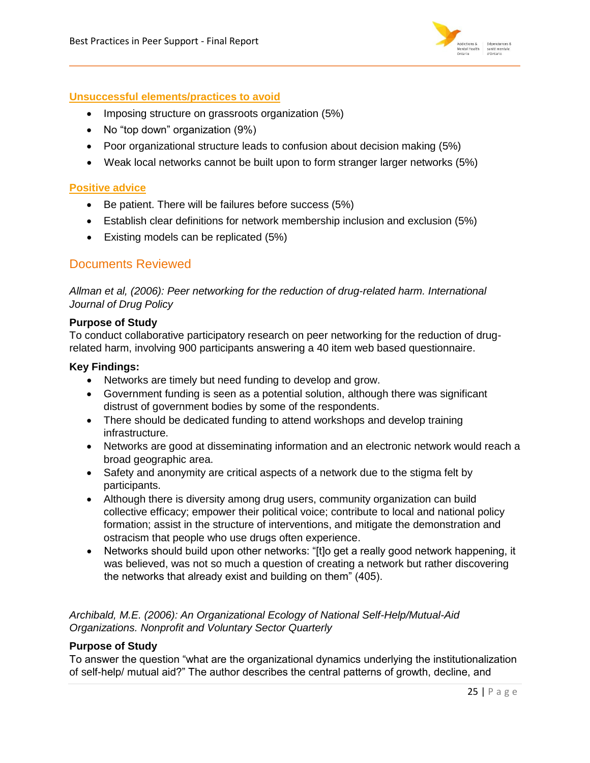### Unsuccessful elements/practices to avoid

- Imposing structure on grassroots organization (5%)
- No "top down" organization (9%)
- Poor organizational structure leads to confusion about decision making (5%)
- Weak local networks cannot be built upon to form stranger larger networks (5%)

### Positive advice

- Be patient. There will be failures before success (5%)
- Establish clear definitions for network membership inclusion and exclusion (5%)
- Existing models can be replicated (5%)

## Documents Reviewed

*Allman et al, (2006): Peer networking for the reduction of drug-related harm. International Journal of Drug Policy*

**Purpose of Study**

To conduct collaborative participatory research on peer networking for the reduction of drug-related harm, involving 900 participants answering a 40 item web based questionnaire.

**Key Findings:**

- Networks are timely but need funding to develop and grow.
- Government funding is seen as a potential solution, although there was significant distrust of government bodies by some of the respondents.
- There should be dedicated funding to attend workshops and develop training infrastructure.
- Networks are good at disseminating information and an electronic network would reach a broad geographic area.
- Safety and anonymity are critical aspects of a network due to the stigma felt by participants.
- Although there is diversity among drug users, community organization can build collective efficacy; empower their political voice; contribute to local and national policy formation; assist in the structure of interventions, and mitigate the demonstration and ostracism that people who use drugs often experience.
- Networks should build upon other networks: "[t]o get a really good network happening, it was believed, was not so much a question of creating a network but rather discovering the networks that already exist and building on them" (405).

*Archibald, M.E. (2006): An Organizational Ecology of National Self-Help/Mutual-Aid Organizations. Nonprofit and Voluntary Sector Quarterly*

**Purpose of Study**

To answer the question "what are the organizational dynamics underlying the institutionalization of self-help/ mutual aid?" The author describes the central patterns of growth, decline, and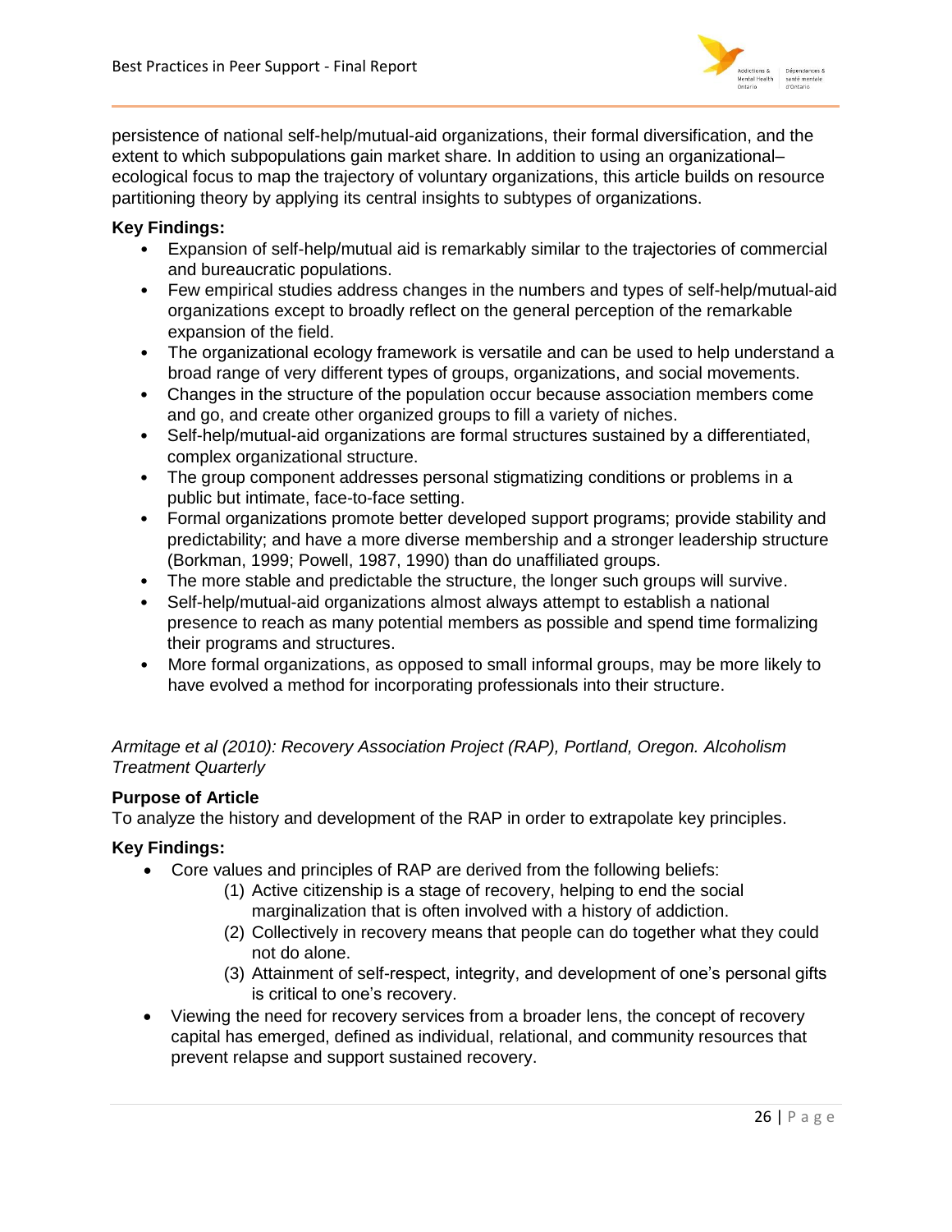persistence of national self-help/mutual-aid organizations, their formal diversification, and the extent to which subpopulations gain market share. In addition to using an organizational–ecological focus to map the trajectory of voluntary organizations, this article builds on resource partitioning theory by applying its central insights to subtypes of organizations.

**Key Findings:**

- Expansion of self-help/mutual aid is remarkably similar to the trajectories of commercial and bureaucratic populations.
- Few empirical studies address changes in the numbers and types of self-help/mutual-aid organizations except to broadly reflect on the general perception of the remarkable expansion of the field.
- The organizational ecology framework is versatile and can be used to help understand a broad range of very different types of groups, organizations, and social movements.
- Changes in the structure of the population occur because association members come and go, and create other organized groups to fill a variety of niches.
- Self-help/mutual-aid organizations are formal structures sustained by a differentiated, complex organizational structure.
- The group component addresses personal stigmatizing conditions or problems in a public but intimate, face-to-face setting.
- Formal organizations promote better developed support programs; provide stability and predictability; and have a more diverse membership and a stronger leadership structure (Borkman, 1999; Powell, 1987, 1990) than do unaffiliated groups.
- The more stable and predictable the structure, the longer such groups will survive.
- Self-help/mutual-aid organizations almost always attempt to establish a national presence to reach as many potential members as possible and spend time formalizing their programs and structures.
- More formal organizations, as opposed to small informal groups, may be more likely to have evolved a method for incorporating professionals into their structure.

*Armitage et al (2010): Recovery Association Project (RAP), Portland, Oregon. Alcoholism Treatment Quarterly*

**Purpose of Article**

To analyze the history and development of the RAP in order to extrapolate key principles.

**Key Findings:**

- Core values and principles of RAP are derived from the following beliefs:
  1. Active citizenship is a stage of recovery, helping to end the social marginalization that is often involved with a history of addiction.
  2. Collectively in recovery means that people can do together what they could not do alone.
  3. Attainment of self-respect, integrity, and development of one's personal gifts is critical to one's recovery.
- Viewing the need for recovery services from a broader lens, the concept of recovery capital has emerged, defined as individual, relational, and community resources that prevent relapse and support sustained recovery.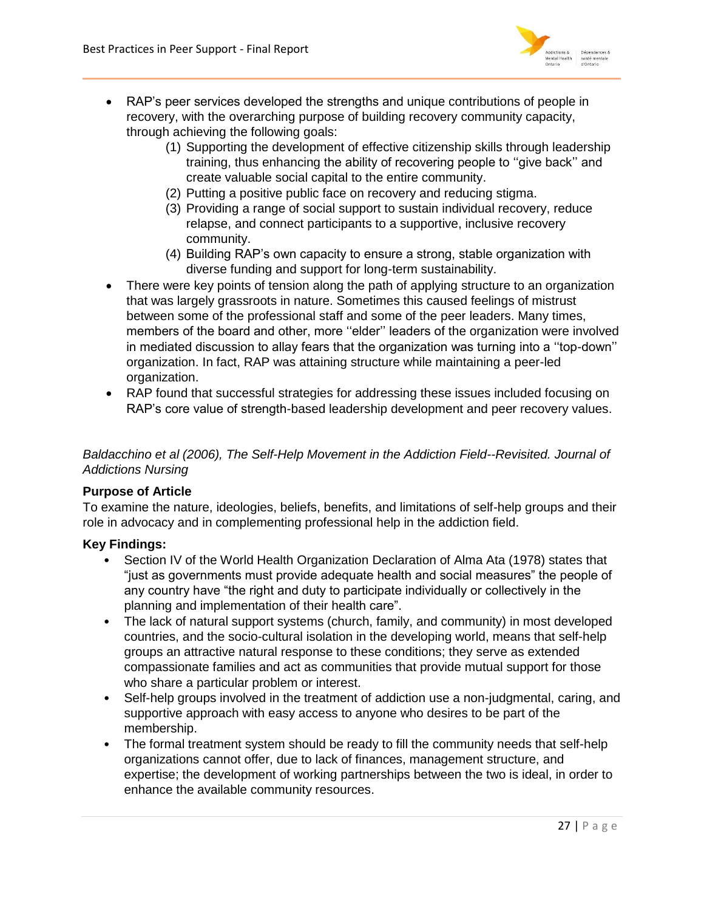- RAP's peer services developed the strengths and unique contributions of people in recovery, with the overarching purpose of building recovery community capacity, through achieving the following goals:
    (1) Supporting the development of effective citizenship skills through leadership training, thus enhancing the ability of recovering people to ''give back'' and create valuable social capital to the entire community.
    (2) Putting a positive public face on recovery and reducing stigma.
    (3) Providing a range of social support to sustain individual recovery, reduce relapse, and connect participants to a supportive, inclusive recovery community.
    (4) Building RAP's own capacity to ensure a strong, stable organization with diverse funding and support for long-term sustainability.
- There were key points of tension along the path of applying structure to an organization that was largely grassroots in nature. Sometimes this caused feelings of mistrust between some of the professional staff and some of the peer leaders. Many times, members of the board and other, more ''elder'' leaders of the organization were involved in mediated discussion to allay fears that the organization was turning into a ''top-down'' organization. In fact, RAP was attaining structure while maintaining a peer-led organization.
- RAP found that successful strategies for addressing these issues included focusing on RAP's core value of strength-based leadership development and peer recovery values.

*Baldacchino et al (2006), The Self-Help Movement in the Addiction Field--Revisited. Journal of Addictions Nursing*

**Purpose of Article**

To examine the nature, ideologies, beliefs, benefits, and limitations of self-help groups and their role in advocacy and in complementing professional help in the addiction field.

**Key Findings:**

- Section IV of the World Health Organization Declaration of Alma Ata (1978) states that "just as governments must provide adequate health and social measures" the people of any country have "the right and duty to participate individually or collectively in the planning and implementation of their health care".
- The lack of natural support systems (church, family, and community) in most developed countries, and the socio-cultural isolation in the developing world, means that self-help groups an attractive natural response to these conditions; they serve as extended compassionate families and act as communities that provide mutual support for those who share a particular problem or interest.
- Self-help groups involved in the treatment of addiction use a non-judgmental, caring, and supportive approach with easy access to anyone who desires to be part of the membership.
- The formal treatment system should be ready to fill the community needs that self-help organizations cannot offer, due to lack of finances, management structure, and expertise; the development of working partnerships between the two is ideal, in order to enhance the available community resources.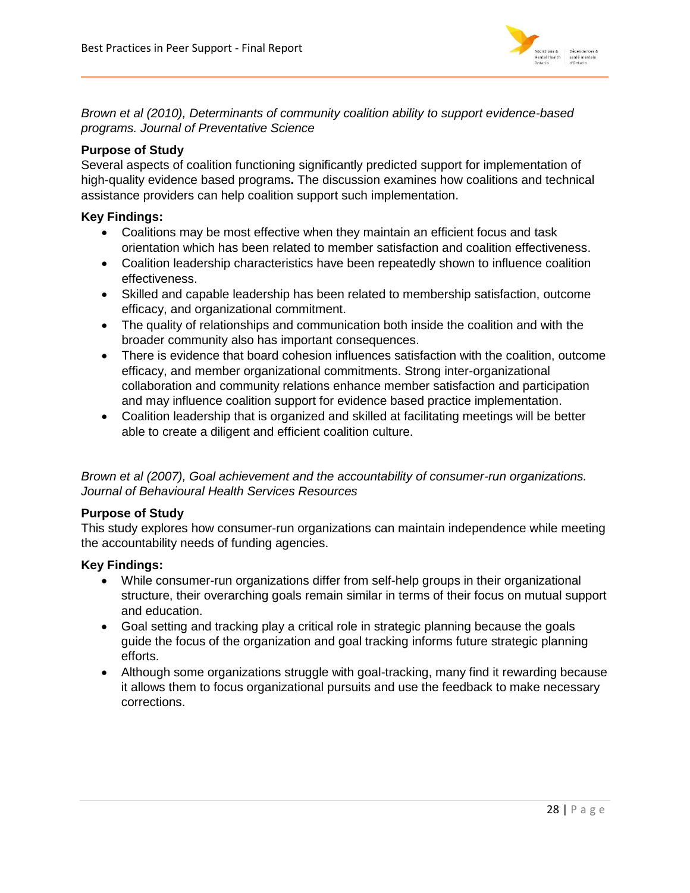*Brown et al (2010), Determinants of community coalition ability to support evidence-based programs. Journal of Preventative Science*

**Purpose of Study**

Several aspects of coalition functioning significantly predicted support for implementation of high-quality evidence based programs**.** The discussion examines how coalitions and technical assistance providers can help coalition support such implementation.

**Key Findings:**

- Coalitions may be most effective when they maintain an efficient focus and task orientation which has been related to member satisfaction and coalition effectiveness.
- Coalition leadership characteristics have been repeatedly shown to influence coalition effectiveness.
- Skilled and capable leadership has been related to membership satisfaction, outcome efficacy, and organizational commitment.
- The quality of relationships and communication both inside the coalition and with the broader community also has important consequences.
- There is evidence that board cohesion influences satisfaction with the coalition, outcome efficacy, and member organizational commitments. Strong inter-organizational collaboration and community relations enhance member satisfaction and participation and may influence coalition support for evidence based practice implementation.
- Coalition leadership that is organized and skilled at facilitating meetings will be better able to create a diligent and efficient coalition culture.

*Brown et al (2007), Goal achievement and the accountability of consumer-run organizations. Journal of Behavioural Health Services Resources*

**Purpose of Study**

This study explores how consumer-run organizations can maintain independence while meeting the accountability needs of funding agencies.

**Key Findings:**

- While consumer-run organizations differ from self-help groups in their organizational structure, their overarching goals remain similar in terms of their focus on mutual support and education.
- Goal setting and tracking play a critical role in strategic planning because the goals guide the focus of the organization and goal tracking informs future strategic planning efforts.
- Although some organizations struggle with goal-tracking, many find it rewarding because it allows them to focus organizational pursuits and use the feedback to make necessary corrections.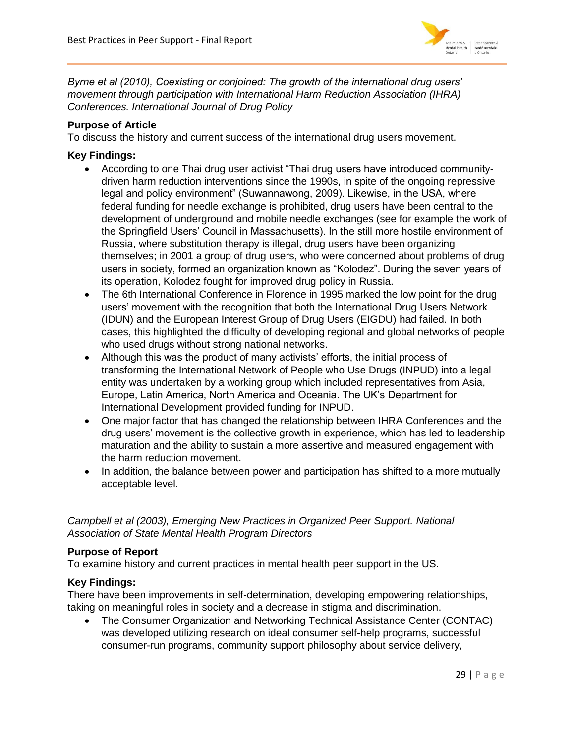*Byrne et al (2010), Coexisting or conjoined: The growth of the international drug users' movement through participation with International Harm Reduction Association (IHRA) Conferences. International Journal of Drug Policy*

**Purpose of Article**

To discuss the history and current success of the international drug users movement.

**Key Findings:**

- According to one Thai drug user activist "Thai drug users have introduced community-driven harm reduction interventions since the 1990s, in spite of the ongoing repressive legal and policy environment" (Suwannawong, 2009). Likewise, in the USA, where federal funding for needle exchange is prohibited, drug users have been central to the development of underground and mobile needle exchanges (see for example the work of the Springfield Users' Council in Massachusetts). In the still more hostile environment of Russia, where substitution therapy is illegal, drug users have been organizing themselves; in 2001 a group of drug users, who were concerned about problems of drug users in society, formed an organization known as "Kolodez". During the seven years of its operation, Kolodez fought for improved drug policy in Russia.
- The 6th International Conference in Florence in 1995 marked the low point for the drug users' movement with the recognition that both the International Drug Users Network (IDUN) and the European Interest Group of Drug Users (EIGDU) had failed. In both cases, this highlighted the difficulty of developing regional and global networks of people who used drugs without strong national networks.
- Although this was the product of many activists' efforts, the initial process of transforming the International Network of People who Use Drugs (INPUD) into a legal entity was undertaken by a working group which included representatives from Asia, Europe, Latin America, North America and Oceania. The UK's Department for International Development provided funding for INPUD.
- One major factor that has changed the relationship between IHRA Conferences and the drug users' movement is the collective growth in experience, which has led to leadership maturation and the ability to sustain a more assertive and measured engagement with the harm reduction movement.
- In addition, the balance between power and participation has shifted to a more mutually acceptable level.

*Campbell et al (2003), Emerging New Practices in Organized Peer Support. National Association of State Mental Health Program Directors*

**Purpose of Report**

To examine history and current practices in mental health peer support in the US.

**Key Findings:**

There have been improvements in self-determination, developing empowering relationships, taking on meaningful roles in society and a decrease in stigma and discrimination.

- The Consumer Organization and Networking Technical Assistance Center (CONTAC) was developed utilizing research on ideal consumer self-help programs, successful consumer-run programs, community support philosophy about service delivery,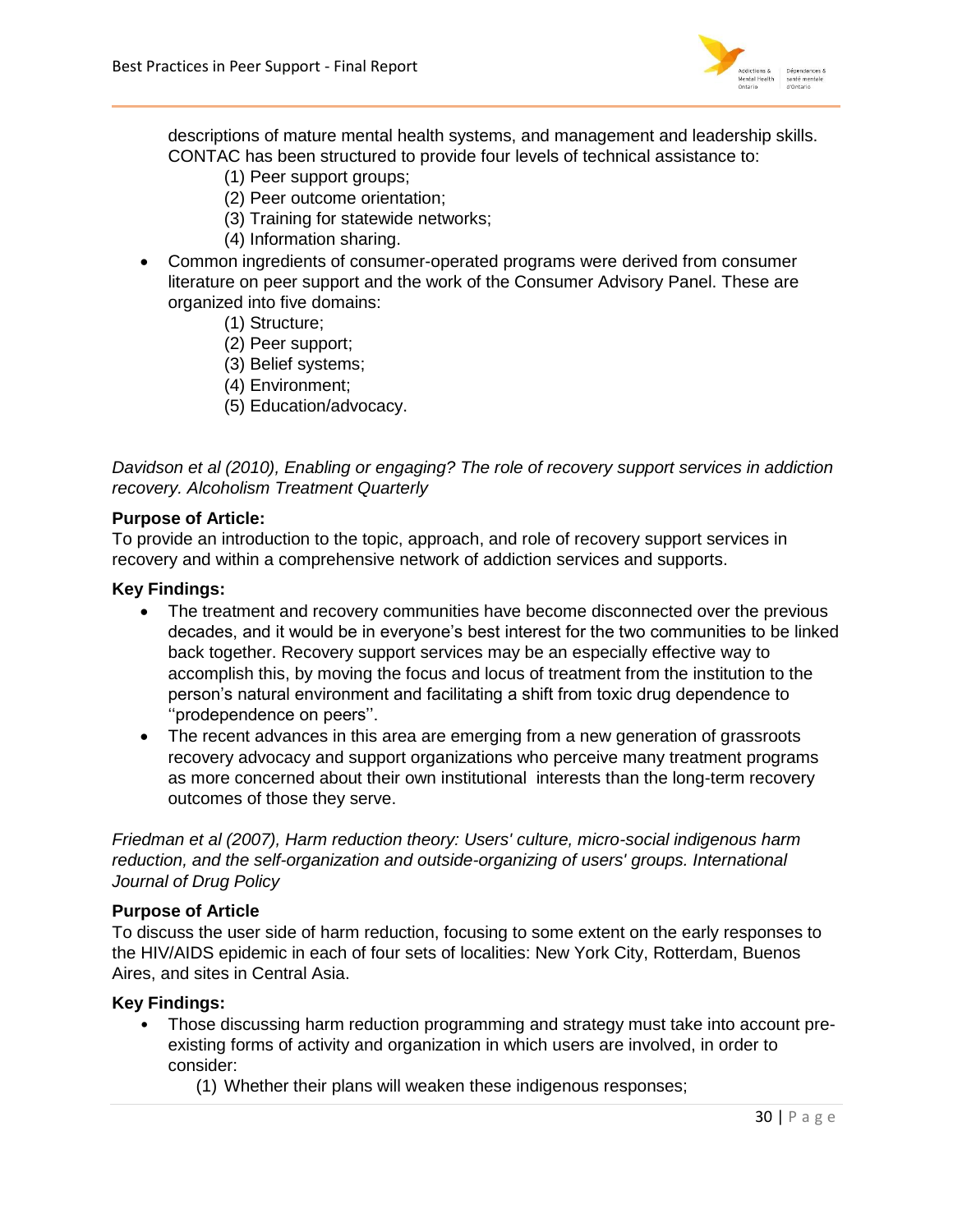descriptions of mature mental health systems, and management and leadership skills. CONTAC has been structured to provide four levels of technical assistance to:
   (1) Peer support groups;
   (2) Peer outcome orientation;
   (3) Training for statewide networks;
   (4) Information sharing.

- Common ingredients of consumer-operated programs were derived from consumer literature on peer support and the work of the Consumer Advisory Panel. These are organized into five domains:
   (1) Structure;
   (2) Peer support;
   (3) Belief systems;
   (4) Environment;
   (5) Education/advocacy.

*Davidson et al (2010), Enabling or engaging? The role of recovery support services in addiction recovery. Alcoholism Treatment Quarterly*

**Purpose of Article:**
To provide an introduction to the topic, approach, and role of recovery support services in recovery and within a comprehensive network of addiction services and supports.

**Key Findings:**

- The treatment and recovery communities have become disconnected over the previous decades, and it would be in everyone's best interest for the two communities to be linked back together. Recovery support services may be an especially effective way to accomplish this, by moving the focus and locus of treatment from the institution to the person's natural environment and facilitating a shift from toxic drug dependence to ''prodependence on peers''.
- The recent advances in this area are emerging from a new generation of grassroots recovery advocacy and support organizations who perceive many treatment programs as more concerned about their own institutional interests than the long-term recovery outcomes of those they serve.

*Friedman et al (2007), Harm reduction theory: Users' culture, micro-social indigenous harm reduction, and the self-organization and outside-organizing of users' groups. International Journal of Drug Policy*

**Purpose of Article**
To discuss the user side of harm reduction, focusing to some extent on the early responses to the HIV/AIDS epidemic in each of four sets of localities: New York City, Rotterdam, Buenos Aires, and sites in Central Asia.

**Key Findings:**

- Those discussing harm reduction programming and strategy must take into account pre-existing forms of activity and organization in which users are involved, in order to consider:
   (1) Whether their plans will weaken these indigenous responses;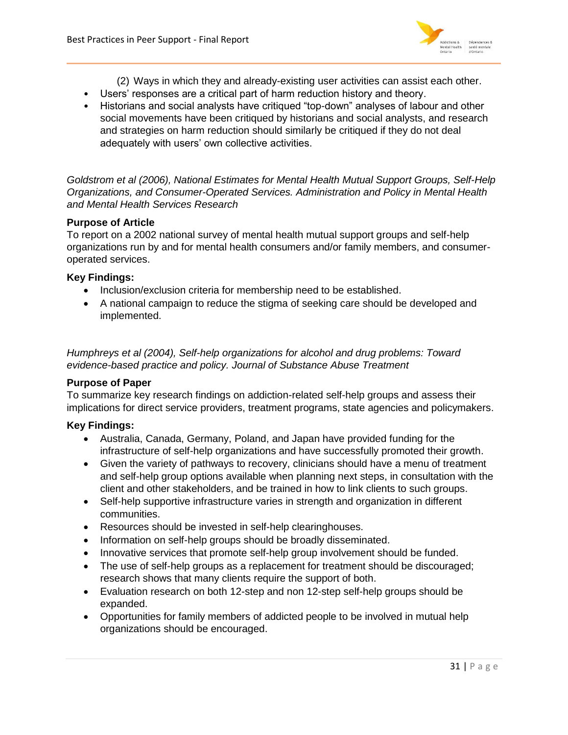(2) Ways in which they and already-existing user activities can assist each other.

- Users' responses are a critical part of harm reduction history and theory.
- Historians and social analysts have critiqued "top-down" analyses of labour and other social movements have been critiqued by historians and social analysts, and research and strategies on harm reduction should similarly be critiqued if they do not deal adequately with users' own collective activities.

*Goldstrom et al (2006), National Estimates for Mental Health Mutual Support Groups, Self-Help Organizations, and Consumer-Operated Services. Administration and Policy in Mental Health and Mental Health Services Research*

**Purpose of Article**

To report on a 2002 national survey of mental health mutual support groups and self-help organizations run by and for mental health consumers and/or family members, and consumer-operated services.

**Key Findings:**

- Inclusion/exclusion criteria for membership need to be established.
- A national campaign to reduce the stigma of seeking care should be developed and implemented.

*Humphreys et al (2004), Self-help organizations for alcohol and drug problems: Toward evidence-based practice and policy. Journal of Substance Abuse Treatment*

**Purpose of Paper**

To summarize key research findings on addiction-related self-help groups and assess their implications for direct service providers, treatment programs, state agencies and policymakers.

**Key Findings:**

- Australia, Canada, Germany, Poland, and Japan have provided funding for the infrastructure of self-help organizations and have successfully promoted their growth.
- Given the variety of pathways to recovery, clinicians should have a menu of treatment and self-help group options available when planning next steps, in consultation with the client and other stakeholders, and be trained in how to link clients to such groups.
- Self-help supportive infrastructure varies in strength and organization in different communities.
- Resources should be invested in self-help clearinghouses.
- Information on self-help groups should be broadly disseminated.
- Innovative services that promote self-help group involvement should be funded.
- The use of self-help groups as a replacement for treatment should be discouraged; research shows that many clients require the support of both.
- Evaluation research on both 12-step and non 12-step self-help groups should be expanded.
- Opportunities for family members of addicted people to be involved in mutual help organizations should be encouraged.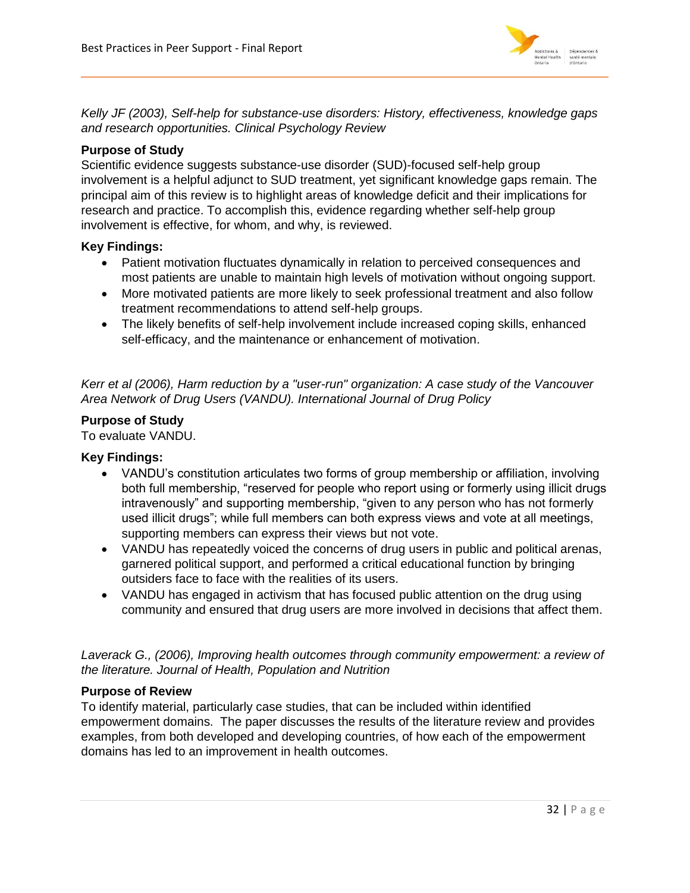*Kelly JF (2003), Self-help for substance-use disorders: History, effectiveness, knowledge gaps and research opportunities. Clinical Psychology Review*

**Purpose of Study**

Scientific evidence suggests substance-use disorder (SUD)-focused self-help group involvement is a helpful adjunct to SUD treatment, yet significant knowledge gaps remain. The principal aim of this review is to highlight areas of knowledge deficit and their implications for research and practice. To accomplish this, evidence regarding whether self-help group involvement is effective, for whom, and why, is reviewed.

**Key Findings:**

- Patient motivation fluctuates dynamically in relation to perceived consequences and most patients are unable to maintain high levels of motivation without ongoing support.
- More motivated patients are more likely to seek professional treatment and also follow treatment recommendations to attend self-help groups.
- The likely benefits of self-help involvement include increased coping skills, enhanced self-efficacy, and the maintenance or enhancement of motivation.

*Kerr et al (2006), Harm reduction by a "user-run" organization: A case study of the Vancouver Area Network of Drug Users (VANDU). International Journal of Drug Policy*

**Purpose of Study**

To evaluate VANDU.

**Key Findings:**

- VANDU's constitution articulates two forms of group membership or affiliation, involving both full membership, "reserved for people who report using or formerly using illicit drugs intravenously" and supporting membership, "given to any person who has not formerly used illicit drugs"; while full members can both express views and vote at all meetings, supporting members can express their views but not vote.
- VANDU has repeatedly voiced the concerns of drug users in public and political arenas, garnered political support, and performed a critical educational function by bringing outsiders face to face with the realities of its users.
- VANDU has engaged in activism that has focused public attention on the drug using community and ensured that drug users are more involved in decisions that affect them.

*Laverack G., (2006), Improving health outcomes through community empowerment: a review of the literature. Journal of Health, Population and Nutrition*

**Purpose of Review**

To identify material, particularly case studies, that can be included within identified empowerment domains. The paper discusses the results of the literature review and provides examples, from both developed and developing countries, of how each of the empowerment domains has led to an improvement in health outcomes.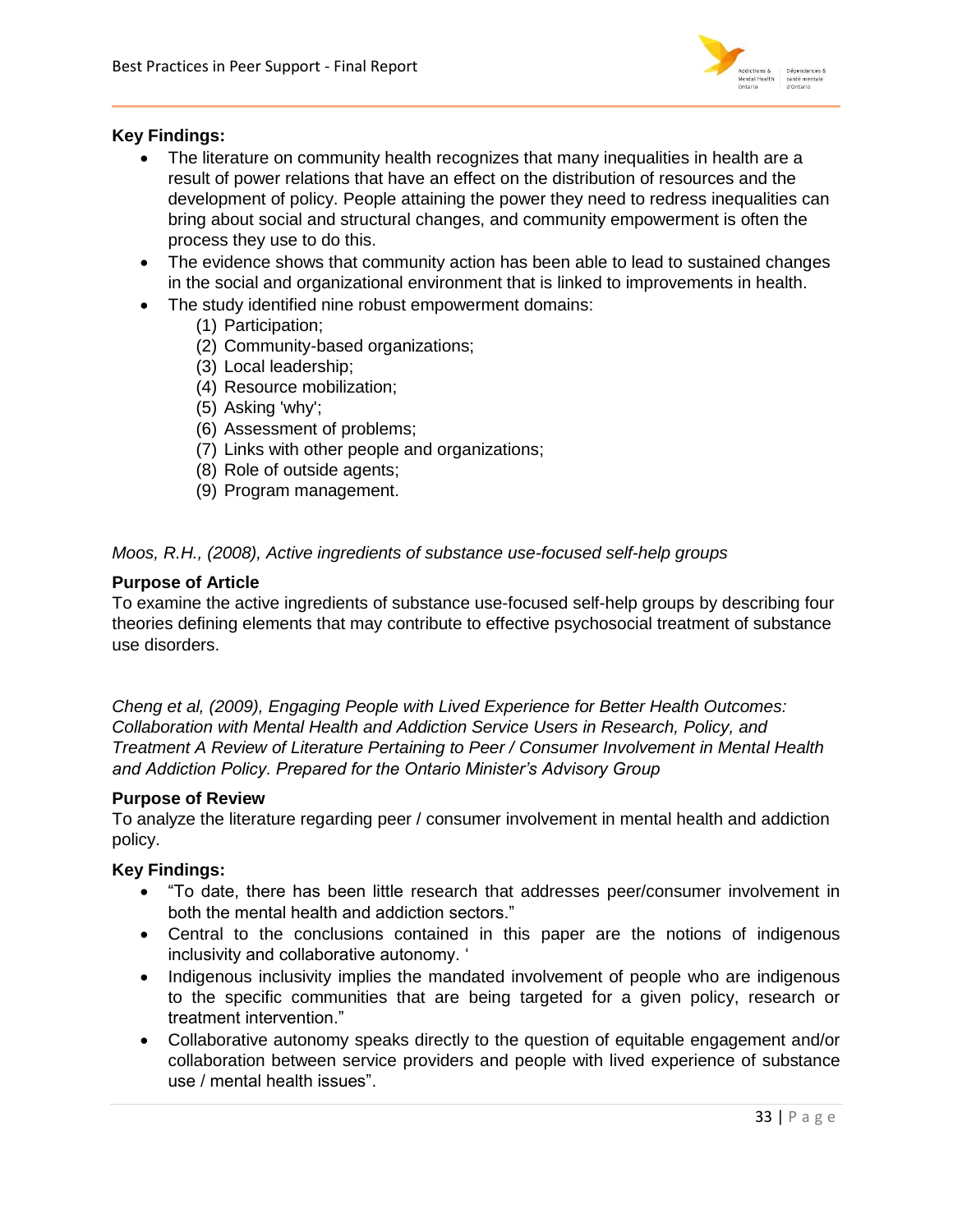**Key Findings:**

- The literature on community health recognizes that many inequalities in health are a result of power relations that have an effect on the distribution of resources and the development of policy. People attaining the power they need to redress inequalities can bring about social and structural changes, and community empowerment is often the process they use to do this.
- The evidence shows that community action has been able to lead to sustained changes in the social and organizational environment that is linked to improvements in health.
- The study identified nine robust empowerment domains:
  (1) Participation;
  (2) Community-based organizations;
  (3) Local leadership;
  (4) Resource mobilization;
  (5) Asking 'why';
  (6) Assessment of problems;
  (7) Links with other people and organizations;
  (8) Role of outside agents;
  (9) Program management.

*Moos, R.H., (2008), Active ingredients of substance use-focused self-help groups*

**Purpose of Article**

To examine the active ingredients of substance use-focused self-help groups by describing four theories defining elements that may contribute to effective psychosocial treatment of substance use disorders.

*Cheng et al, (2009), Engaging People with Lived Experience for Better Health Outcomes: Collaboration with Mental Health and Addiction Service Users in Research, Policy, and Treatment A Review of Literature Pertaining to Peer / Consumer Involvement in Mental Health and Addiction Policy. Prepared for the Ontario Minister's Advisory Group*

**Purpose of Review**

To analyze the literature regarding peer / consumer involvement in mental health and addiction policy.

**Key Findings:**

- "To date, there has been little research that addresses peer/consumer involvement in both the mental health and addiction sectors."
- Central to the conclusions contained in this paper are the notions of indigenous inclusivity and collaborative autonomy. '
- Indigenous inclusivity implies the mandated involvement of people who are indigenous to the specific communities that are being targeted for a given policy, research or treatment intervention."
- Collaborative autonomy speaks directly to the question of equitable engagement and/or collaboration between service providers and people with lived experience of substance use / mental health issues".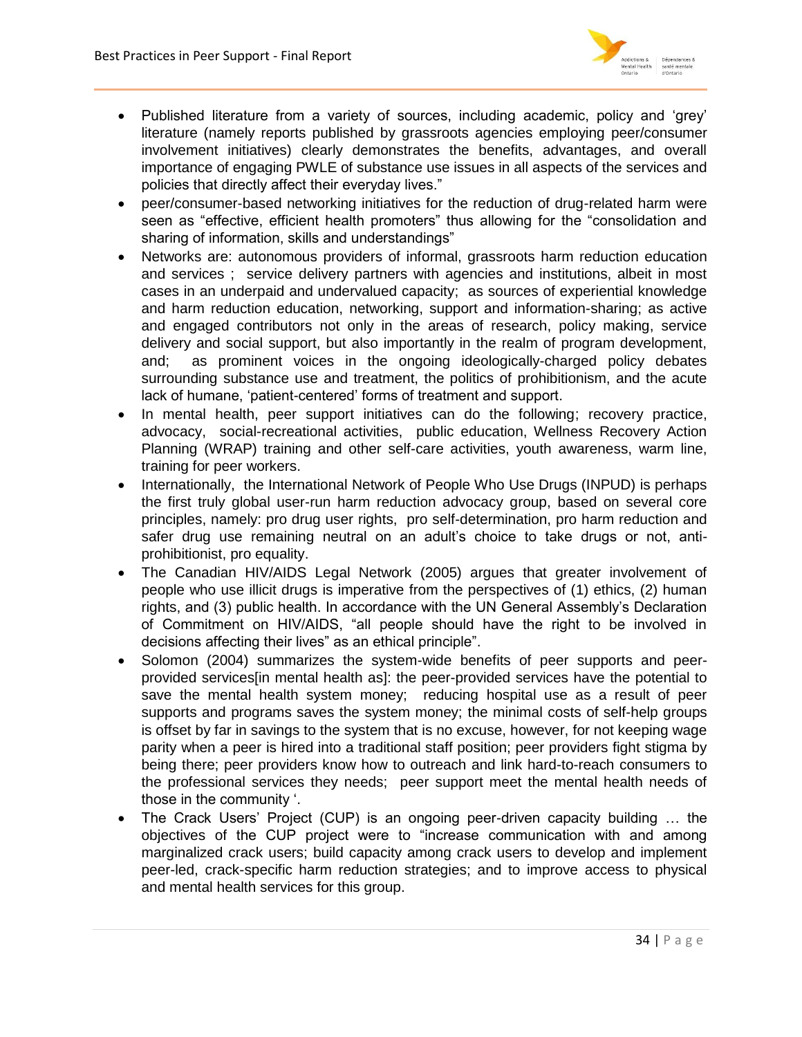- Published literature from a variety of sources, including academic, policy and 'grey' literature (namely reports published by grassroots agencies employing peer/consumer involvement initiatives) clearly demonstrates the benefits, advantages, and overall importance of engaging PWLE of substance use issues in all aspects of the services and policies that directly affect their everyday lives."
- peer/consumer-based networking initiatives for the reduction of drug-related harm were seen as "effective, efficient health promoters" thus allowing for the "consolidation and sharing of information, skills and understandings"
- Networks are: autonomous providers of informal, grassroots harm reduction education and services ; service delivery partners with agencies and institutions, albeit in most cases in an underpaid and undervalued capacity; as sources of experiential knowledge and harm reduction education, networking, support and information-sharing; as active and engaged contributors not only in the areas of research, policy making, service delivery and social support, but also importantly in the realm of program development, and; as prominent voices in the ongoing ideologically-charged policy debates surrounding substance use and treatment, the politics of prohibitionism, and the acute lack of humane, 'patient-centered' forms of treatment and support.
- In mental health, peer support initiatives can do the following; recovery practice, advocacy, social-recreational activities, public education, Wellness Recovery Action Planning (WRAP) training and other self-care activities, youth awareness, warm line, training for peer workers.
- Internationally, the International Network of People Who Use Drugs (INPUD) is perhaps the first truly global user-run harm reduction advocacy group, based on several core principles, namely: pro drug user rights, pro self-determination, pro harm reduction and safer drug use remaining neutral on an adult's choice to take drugs or not, anti-prohibitionist, pro equality.
- The Canadian HIV/AIDS Legal Network (2005) argues that greater involvement of people who use illicit drugs is imperative from the perspectives of (1) ethics, (2) human rights, and (3) public health. In accordance with the UN General Assembly's Declaration of Commitment on HIV/AIDS, "all people should have the right to be involved in decisions affecting their lives" as an ethical principle".
- Solomon (2004) summarizes the system-wide benefits of peer supports and peer-provided services[in mental health as]: the peer-provided services have the potential to save the mental health system money; reducing hospital use as a result of peer supports and programs saves the system money; the minimal costs of self-help groups is offset by far in savings to the system that is no excuse, however, for not keeping wage parity when a peer is hired into a traditional staff position; peer providers fight stigma by being there; peer providers know how to outreach and link hard-to-reach consumers to the professional services they needs; peer support meet the mental health needs of those in the community '.
- The Crack Users' Project (CUP) is an ongoing peer-driven capacity building … the objectives of the CUP project were to "increase communication with and among marginalized crack users; build capacity among crack users to develop and implement peer-led, crack-specific harm reduction strategies; and to improve access to physical and mental health services for this group.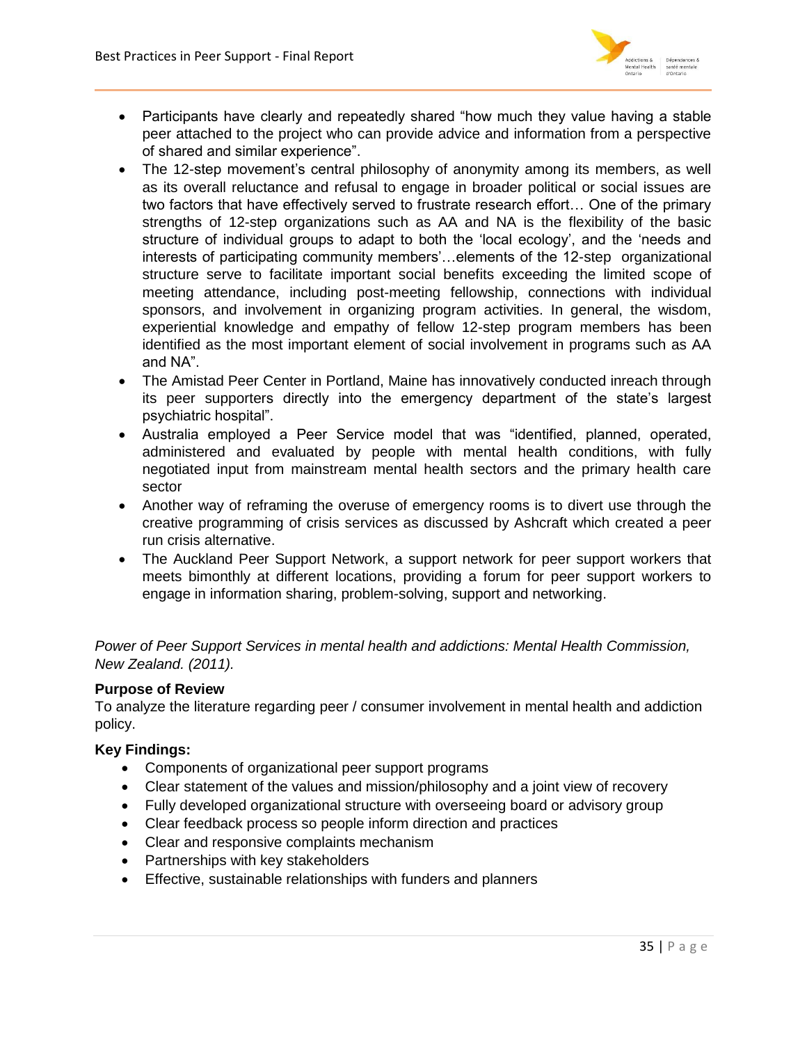- Participants have clearly and repeatedly shared "how much they value having a stable peer attached to the project who can provide advice and information from a perspective of shared and similar experience".
- The 12-step movement's central philosophy of anonymity among its members, as well as its overall reluctance and refusal to engage in broader political or social issues are two factors that have effectively served to frustrate research effort… One of the primary strengths of 12-step organizations such as AA and NA is the flexibility of the basic structure of individual groups to adapt to both the 'local ecology', and the 'needs and interests of participating community members'…elements of the 12-step organizational structure serve to facilitate important social benefits exceeding the limited scope of meeting attendance, including post-meeting fellowship, connections with individual sponsors, and involvement in organizing program activities. In general, the wisdom, experiential knowledge and empathy of fellow 12-step program members has been identified as the most important element of social involvement in programs such as AA and NA".
- The Amistad Peer Center in Portland, Maine has innovatively conducted inreach through its peer supporters directly into the emergency department of the state's largest psychiatric hospital".
- Australia employed a Peer Service model that was "identified, planned, operated, administered and evaluated by people with mental health conditions, with fully negotiated input from mainstream mental health sectors and the primary health care sector
- Another way of reframing the overuse of emergency rooms is to divert use through the creative programming of crisis services as discussed by Ashcraft which created a peer run crisis alternative.
- The Auckland Peer Support Network, a support network for peer support workers that meets bimonthly at different locations, providing a forum for peer support workers to engage in information sharing, problem-solving, support and networking.

*Power of Peer Support Services in mental health and addictions: Mental Health Commission, New Zealand. (2011).*

**Purpose of Review**

To analyze the literature regarding peer / consumer involvement in mental health and addiction policy.

**Key Findings:**

- Components of organizational peer support programs
- Clear statement of the values and mission/philosophy and a joint view of recovery
- Fully developed organizational structure with overseeing board or advisory group
- Clear feedback process so people inform direction and practices
- Clear and responsive complaints mechanism
- Partnerships with key stakeholders
- Effective, sustainable relationships with funders and planners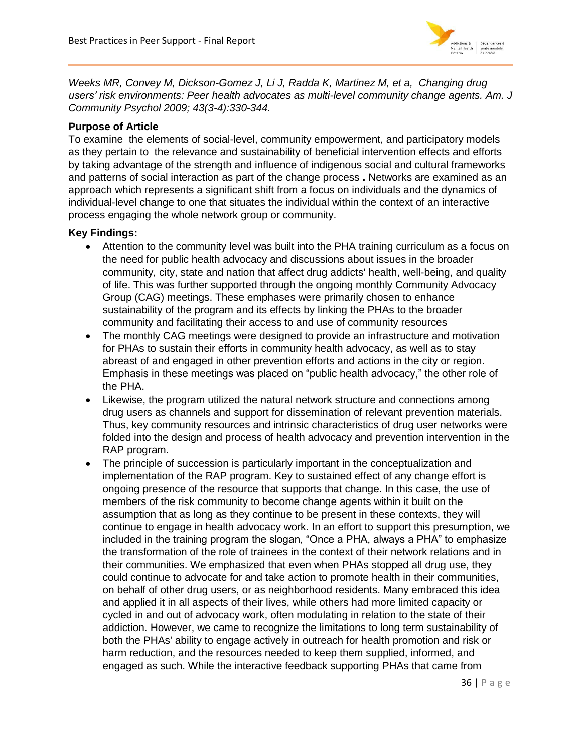*Weeks MR, Convey M, Dickson-Gomez J, Li J, Radda K, Martinez M, et a, Changing drug users' risk environments: Peer health advocates as multi-level community change agents. Am. J Community Psychol 2009; 43(3-4):330-344.*

**Purpose of Article**

To examine the elements of social-level, community empowerment, and participatory models as they pertain to the relevance and sustainability of beneficial intervention effects and efforts by taking advantage of the strength and influence of indigenous social and cultural frameworks and patterns of social interaction as part of the change process **.** Networks are examined as an approach which represents a significant shift from a focus on individuals and the dynamics of individual-level change to one that situates the individual within the context of an interactive process engaging the whole network group or community.

**Key Findings:**

- Attention to the community level was built into the PHA training curriculum as a focus on the need for public health advocacy and discussions about issues in the broader community, city, state and nation that affect drug addicts' health, well-being, and quality of life. This was further supported through the ongoing monthly Community Advocacy Group (CAG) meetings. These emphases were primarily chosen to enhance sustainability of the program and its effects by linking the PHAs to the broader community and facilitating their access to and use of community resources
- The monthly CAG meetings were designed to provide an infrastructure and motivation for PHAs to sustain their efforts in community health advocacy, as well as to stay abreast of and engaged in other prevention efforts and actions in the city or region. Emphasis in these meetings was placed on "public health advocacy," the other role of the PHA.
- Likewise, the program utilized the natural network structure and connections among drug users as channels and support for dissemination of relevant prevention materials. Thus, key community resources and intrinsic characteristics of drug user networks were folded into the design and process of health advocacy and prevention intervention in the RAP program.
- The principle of succession is particularly important in the conceptualization and implementation of the RAP program. Key to sustained effect of any change effort is ongoing presence of the resource that supports that change. In this case, the use of members of the risk community to become change agents within it built on the assumption that as long as they continue to be present in these contexts, they will continue to engage in health advocacy work. In an effort to support this presumption, we included in the training program the slogan, "Once a PHA, always a PHA" to emphasize the transformation of the role of trainees in the context of their network relations and in their communities. We emphasized that even when PHAs stopped all drug use, they could continue to advocate for and take action to promote health in their communities, on behalf of other drug users, or as neighborhood residents. Many embraced this idea and applied it in all aspects of their lives, while others had more limited capacity or cycled in and out of advocacy work, often modulating in relation to the state of their addiction. However, we came to recognize the limitations to long term sustainability of both the PHAs' ability to engage actively in outreach for health promotion and risk or harm reduction, and the resources needed to keep them supplied, informed, and engaged as such. While the interactive feedback supporting PHAs that came from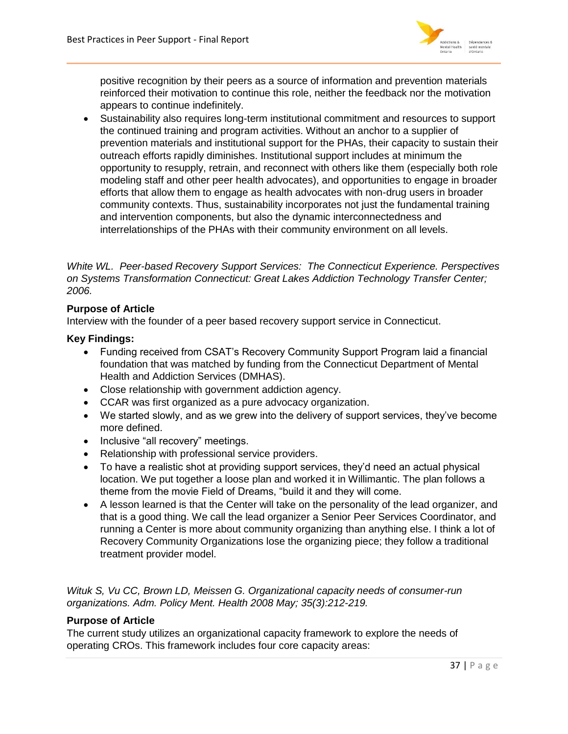positive recognition by their peers as a source of information and prevention materials reinforced their motivation to continue this role, neither the feedback nor the motivation appears to continue indefinitely.

- Sustainability also requires long-term institutional commitment and resources to support the continued training and program activities. Without an anchor to a supplier of prevention materials and institutional support for the PHAs, their capacity to sustain their outreach efforts rapidly diminishes. Institutional support includes at minimum the opportunity to resupply, retrain, and reconnect with others like them (especially both role modeling staff and other peer health advocates), and opportunities to engage in broader efforts that allow them to engage as health advocates with non-drug users in broader community contexts. Thus, sustainability incorporates not just the fundamental training and intervention components, but also the dynamic interconnectedness and interrelationships of the PHAs with their community environment on all levels.

*White WL. Peer-based Recovery Support Services: The Connecticut Experience. Perspectives on Systems Transformation Connecticut: Great Lakes Addiction Technology Transfer Center; 2006.*

**Purpose of Article**

Interview with the founder of a peer based recovery support service in Connecticut.

**Key Findings:**

- Funding received from CSAT's Recovery Community Support Program laid a financial foundation that was matched by funding from the Connecticut Department of Mental Health and Addiction Services (DMHAS).
- Close relationship with government addiction agency.
- CCAR was first organized as a pure advocacy organization.
- We started slowly, and as we grew into the delivery of support services, they've become more defined.
- Inclusive "all recovery" meetings.
- Relationship with professional service providers.
- To have a realistic shot at providing support services, they'd need an actual physical location. We put together a loose plan and worked it in Willimantic. The plan follows a theme from the movie Field of Dreams, "build it and they will come.
- A lesson learned is that the Center will take on the personality of the lead organizer, and that is a good thing. We call the lead organizer a Senior Peer Services Coordinator, and running a Center is more about community organizing than anything else. I think a lot of Recovery Community Organizations lose the organizing piece; they follow a traditional treatment provider model.

*Wituk S, Vu CC, Brown LD, Meissen G. Organizational capacity needs of consumer-run organizations. Adm. Policy Ment. Health 2008 May; 35(3):212-219.*

**Purpose of Article**

The current study utilizes an organizational capacity framework to explore the needs of operating CROs. This framework includes four core capacity areas: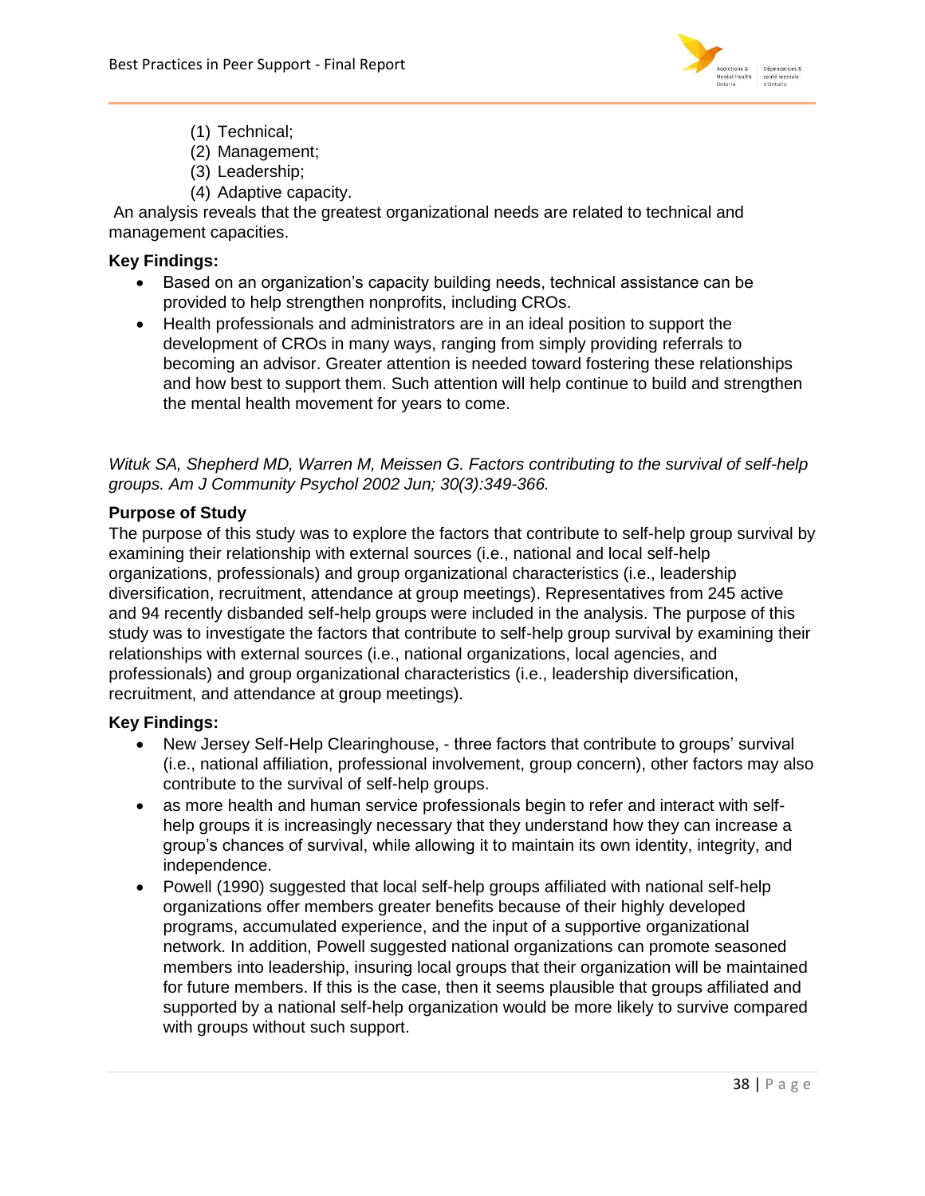(1) Technical;
(2) Management;
(3) Leadership;
(4) Adaptive capacity.

An analysis reveals that the greatest organizational needs are related to technical and management capacities.

**Key Findings:**

- Based on an organization's capacity building needs, technical assistance can be provided to help strengthen nonprofits, including CROs.
- Health professionals and administrators are in an ideal position to support the development of CROs in many ways, ranging from simply providing referrals to becoming an advisor. Greater attention is needed toward fostering these relationships and how best to support them. Such attention will help continue to build and strengthen the mental health movement for years to come.

*Wituk SA, Shepherd MD, Warren M, Meissen G. Factors contributing to the survival of self-help groups. Am J Community Psychol 2002 Jun; 30(3):349-366.*

**Purpose of Study**

The purpose of this study was to explore the factors that contribute to self-help group survival by examining their relationship with external sources (i.e., national and local self-help organizations, professionals) and group organizational characteristics (i.e., leadership diversification, recruitment, attendance at group meetings). Representatives from 245 active and 94 recently disbanded self-help groups were included in the analysis. The purpose of this study was to investigate the factors that contribute to self-help group survival by examining their relationships with external sources (i.e., national organizations, local agencies, and professionals) and group organizational characteristics (i.e., leadership diversification, recruitment, and attendance at group meetings).

**Key Findings:**

- New Jersey Self-Help Clearinghouse, - three factors that contribute to groups' survival (i.e., national affiliation, professional involvement, group concern), other factors may also contribute to the survival of self-help groups.
- as more health and human service professionals begin to refer and interact with self-help groups it is increasingly necessary that they understand how they can increase a group's chances of survival, while allowing it to maintain its own identity, integrity, and independence.
- Powell (1990) suggested that local self-help groups affiliated with national self-help organizations offer members greater benefits because of their highly developed programs, accumulated experience, and the input of a supportive organizational network. In addition, Powell suggested national organizations can promote seasoned members into leadership, insuring local groups that their organization will be maintained for future members. If this is the case, then it seems plausible that groups affiliated and supported by a national self-help organization would be more likely to survive compared with groups without such support.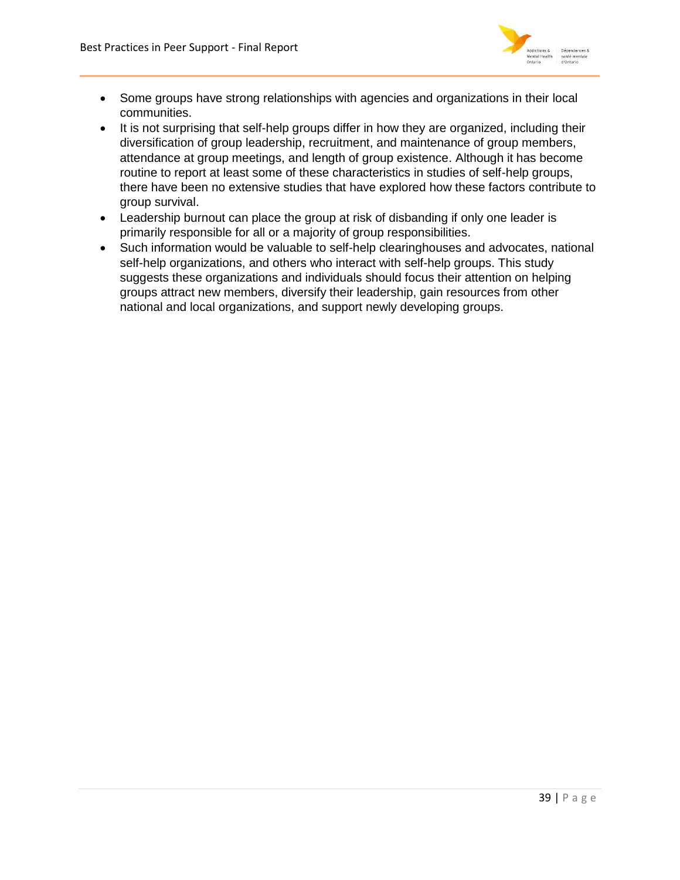- Some groups have strong relationships with agencies and organizations in their local communities.
- It is not surprising that self-help groups differ in how they are organized, including their diversification of group leadership, recruitment, and maintenance of group members, attendance at group meetings, and length of group existence. Although it has become routine to report at least some of these characteristics in studies of self-help groups, there have been no extensive studies that have explored how these factors contribute to group survival.
- Leadership burnout can place the group at risk of disbanding if only one leader is primarily responsible for all or a majority of group responsibilities.
- Such information would be valuable to self-help clearinghouses and advocates, national self-help organizations, and others who interact with self-help groups. This study suggests these organizations and individuals should focus their attention on helping groups attract new members, diversify their leadership, gain resources from other national and local organizations, and support newly developing groups.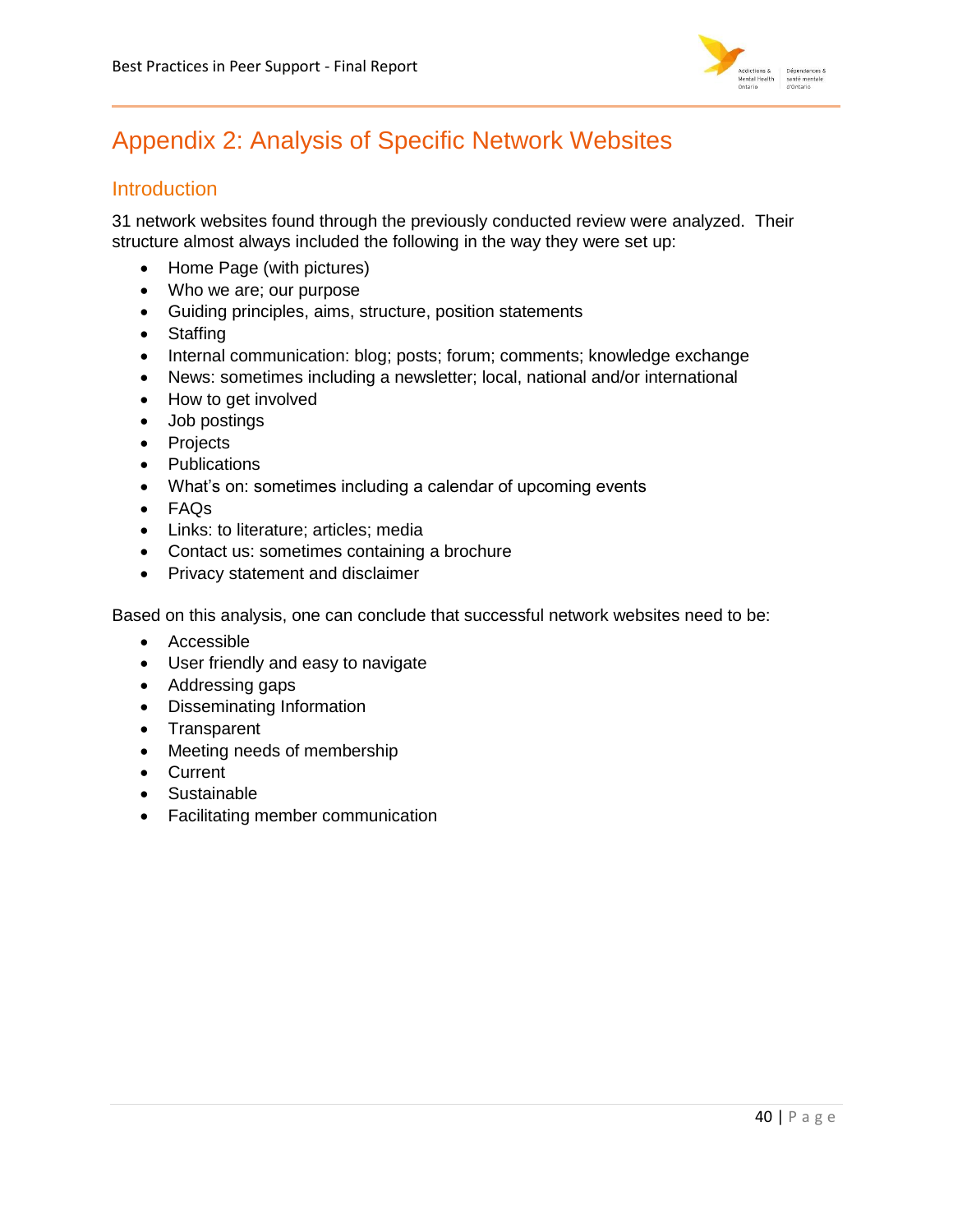# Appendix 2: Analysis of Specific Network Websites

## Introduction

31 network websites found through the previously conducted review were analyzed. Their structure almost always included the following in the way they were set up:

- Home Page (with pictures)
- Who we are; our purpose
- Guiding principles, aims, structure, position statements
- Staffing
- Internal communication: blog; posts; forum; comments; knowledge exchange
- News: sometimes including a newsletter; local, national and/or international
- How to get involved
- Job postings
- Projects
- Publications
- What's on: sometimes including a calendar of upcoming events
- FAQs
- Links: to literature; articles; media
- Contact us: sometimes containing a brochure
- Privacy statement and disclaimer

Based on this analysis, one can conclude that successful network websites need to be:

- Accessible
- User friendly and easy to navigate
- Addressing gaps
- Disseminating Information
- Transparent
- Meeting needs of membership
- Current
- Sustainable
- Facilitating member communication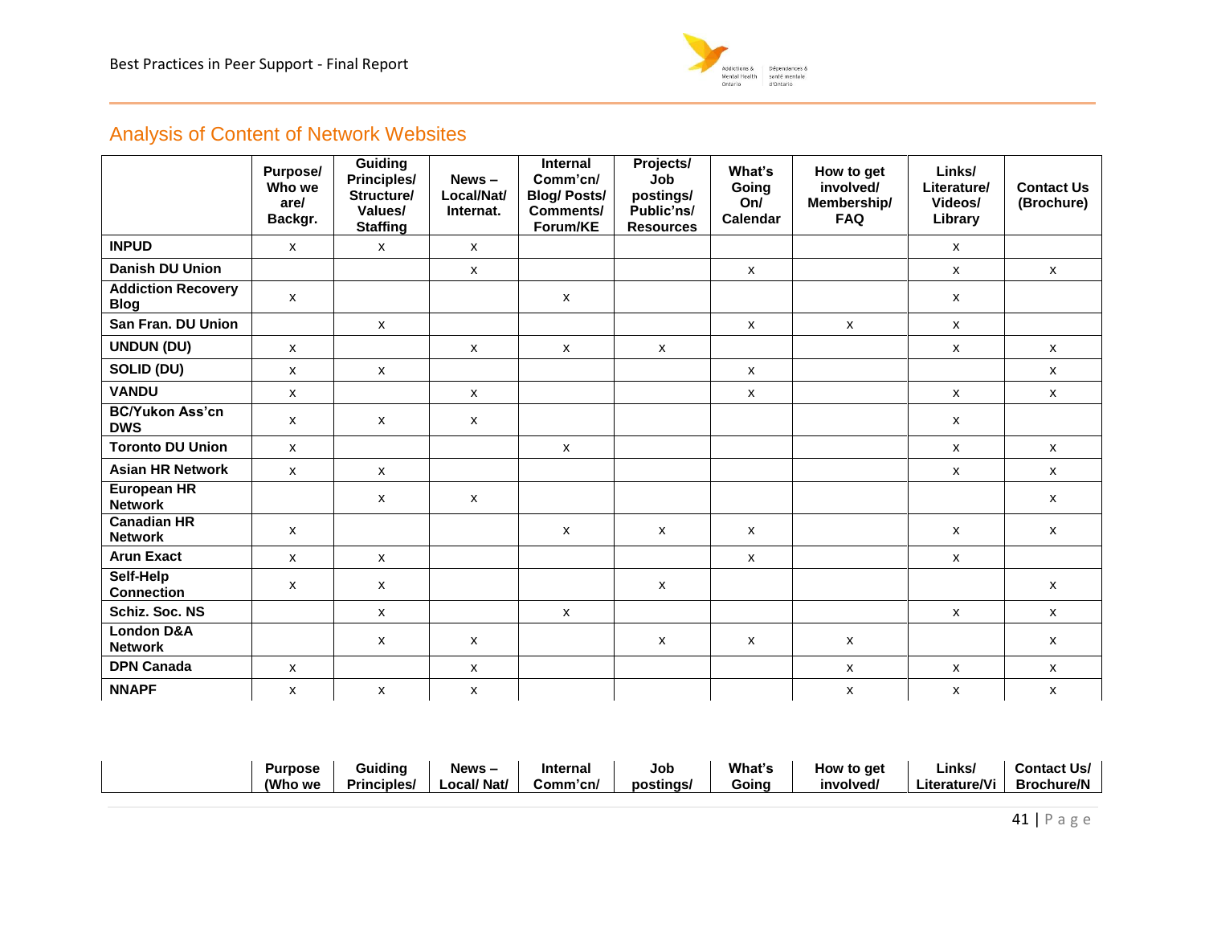## Analysis of Content of Network Websites

| | Purpose/ Who we are/ Backgr. | Guiding Principles/ Structure/ Values/ Staffing | News – Local/Nat/ Internat. | Internal Comm'cn/ Blog/ Posts/ Comments/ Forum/KE | Projects/ Job postings/ Public'ns/ Resources | What's Going On/ Calendar | How to get involved/ Membership/ FAQ | Links/ Literature/ Videos/ Library | Contact Us (Brochure) |
|---|---|---|---|---|---|---|---|---|---|
| **INPUD** | x | x | x | | | | | x | |
| **Danish DU Union** | | | x | | | x | | x | x |
| **Addiction Recovery Blog** | x | | | x | | | | x | |
| **San Fran. DU Union** | | x | | | | x | x | x | |
| **UNDUN (DU)** | x | | x | x | x | | | x | x |
| **SOLID (DU)** | x | x | | | | x | | | x |
| **VANDU** | x | | x | | | x | | x | x |
| **BC/Yukon Ass'cn DWS** | x | x | x | | | | | x | |
| **Toronto DU Union** | x | | | x | | | | x | x |
| **Asian HR Network** | x | x | | | | | | x | x |
| **European HR Network** | | x | x | | | | | | x |
| **Canadian HR Network** | x | | | x | x | x | | x | x |
| **Arun Exact** | x | x | | | | x | | x | |
| **Self-Help Connection** | x | x | | | x | | | | x |
| **Schiz. Soc. NS** | | x | | x | | | | x | x |
| **London D&A Network** | | x | x | | x | x | x | | x |
| **DPN Canada** | x | | x | | | | x | x | x |
| **NNAPF** | x | x | x | | | | x | x | x |

| | Purpose (Who we | Guiding Principles/ | News – Local/ Nat/ | Internal Comm'cn/ | Job postings/ | What's Going | How to get involved/ | Links/ Literature/Vi | Contact Us/ Brochure/N |
|---|---|---|---|---|---|---|---|---|---|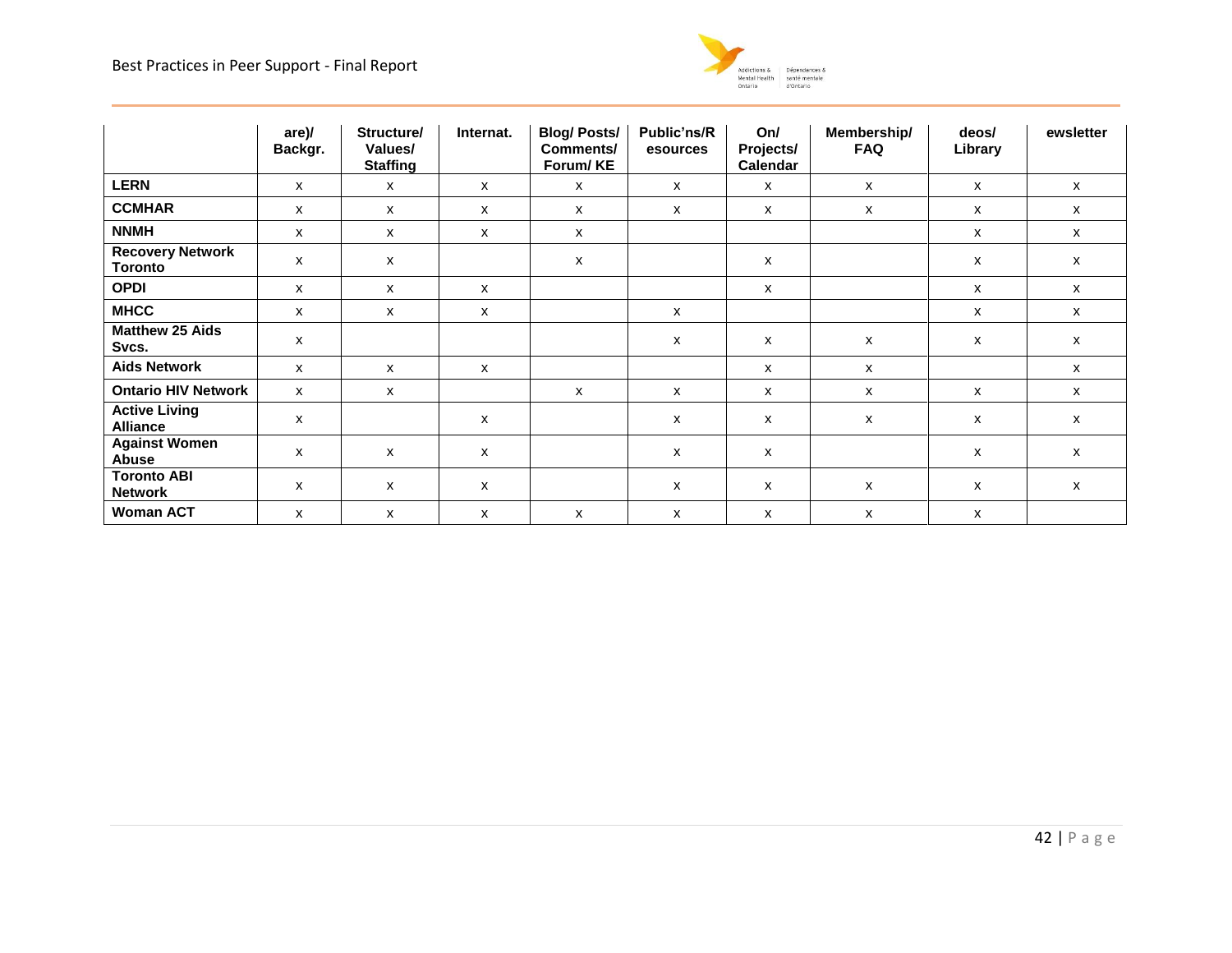| | are)/ Backgr. | Structure/ Values/ Staffing | Internat. | Blog/ Posts/ Comments/ Forum/ KE | Public'ns/R esources | On/ Projects/ Calendar | Membership/ FAQ | deos/ Library | ewsletter |
|---|---|---|---|---|---|---|---|---|---|
| **LERN** | x | x | x | x | x | x | x | x | x |
| **CCMHAR** | x | x | x | x | x | x | x | x | x |
| **NNMH** | x | x | x | x | | | | x | x |
| **Recovery Network Toronto** | x | x | | x | | x | | x | x |
| **OPDI** | x | x | x | | | x | | x | x |
| **MHCC** | x | x | x | | x | | | x | x |
| **Matthew 25 Aids Svcs.** | x | | | | x | x | x | x | x |
| **Aids Network** | x | x | x | | | x | x | | x |
| **Ontario HIV Network** | x | x | | x | x | x | x | x | x |
| **Active Living Alliance** | x | | x | | x | x | x | x | x |
| **Against Women Abuse** | x | x | x | | x | x | | x | x |
| **Toronto ABI Network** | x | x | x | | x | x | x | x | x |
| **Woman ACT** | x | x | x | x | x | x | x | x | |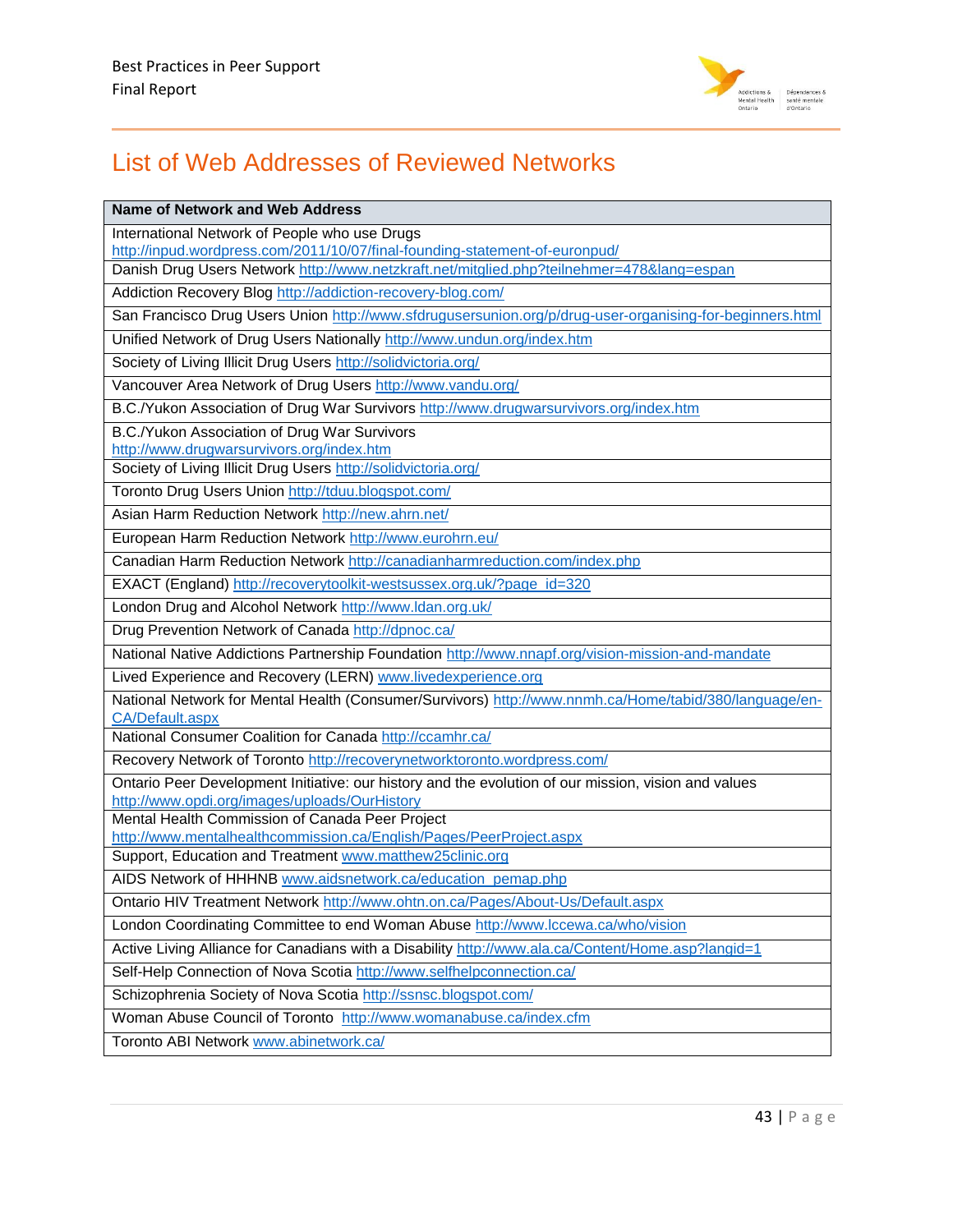# List of Web Addresses of Reviewed Networks

| Name of Network and Web Address |
|---|
| International Network of People who use Drugs http://inpud.wordpress.com/2011/10/07/final-founding-statement-of-euronpud/ |
| Danish Drug Users Network http://www.netzkraft.net/mitglied.php?teilnehmer=478&lang=espan |
| Addiction Recovery Blog http://addiction-recovery-blog.com/ |
| San Francisco Drug Users Union http://www.sfdrugusersunion.org/p/drug-user-organising-for-beginners.html |
| Unified Network of Drug Users Nationally http://www.undun.org/index.htm |
| Society of Living Illicit Drug Users http://solidvictoria.org/ |
| Vancouver Area Network of Drug Users http://www.vandu.org/ |
| B.C./Yukon Association of Drug War Survivors http://www.drugwarsurvivors.org/index.htm |
| B.C./Yukon Association of Drug War Survivors http://www.drugwarsurvivors.org/index.htm |
| Society of Living Illicit Drug Users http://solidvictoria.org/ |
| Toronto Drug Users Union http://tduu.blogspot.com/ |
| Asian Harm Reduction Network http://new.ahrn.net/ |
| European Harm Reduction Network http://www.eurohrn.eu/ |
| Canadian Harm Reduction Network http://canadianharmreduction.com/index.php |
| EXACT (England) http://recoverytoolkit-westsussex.org.uk/?page_id=320 |
| London Drug and Alcohol Network http://www.ldan.org.uk/ |
| Drug Prevention Network of Canada http://dpnoc.ca/ |
| National Native Addictions Partnership Foundation http://www.nnapf.org/vision-mission-and-mandate |
| Lived Experience and Recovery (LERN) www.livedexperience.org |
| National Network for Mental Health (Consumer/Survivors) http://www.nnmh.ca/Home/tabid/380/language/en-CA/Default.aspx |
| National Consumer Coalition for Canada http://ccamhr.ca/ |
| Recovery Network of Toronto http://recoverynetworktoronto.wordpress.com/ |
| Ontario Peer Development Initiative: our history and the evolution of our mission, vision and values http://www.opdi.org/images/uploads/OurHistory |
| Mental Health Commission of Canada Peer Project http://www.mentalhealthcommission.ca/English/Pages/PeerProject.aspx |
| Support, Education and Treatment www.matthew25clinic.org |
| AIDS Network of HHHNB www.aidsnetwork.ca/education_pemap.php |
| Ontario HIV Treatment Network http://www.ohtn.on.ca/Pages/About-Us/Default.aspx |
| London Coordinating Committee to end Woman Abuse http://www.lccewa.ca/who/vision |
| Active Living Alliance for Canadians with a Disability http://www.ala.ca/Content/Home.asp?langid=1 |
| Self-Help Connection of Nova Scotia http://www.selfhelpconnection.ca/ |
| Schizophrenia Society of Nova Scotia http://ssnsc.blogspot.com/ |
| Woman Abuse Council of Toronto http://www.womanabuse.ca/index.cfm |
| Toronto ABI Network www.abinetwork.ca/ |